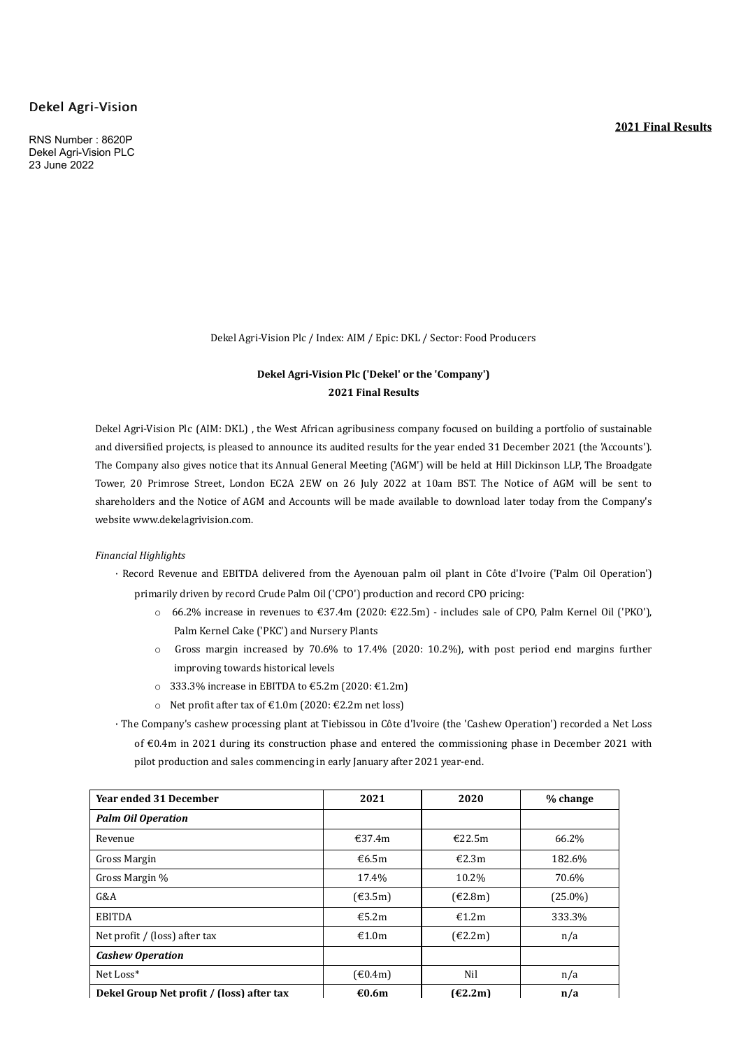Dekel Agri-Vision

**2021 Final Results**

RNS Number : 8620P
Dekel Agri-Vision PLC
23 June 2022

Dekel Agri-Vision Plc / Index: AIM / Epic: DKL / Sector: Food Producers

**Dekel Agri-Vision Plc ('Dekel' or the 'Company')**
**2021 Final Results**

Dekel Agri-Vision Plc (AIM: DKL) , the West African agribusiness company focused on building a portfolio of sustainable and diversified projects, is pleased to announce its audited results for the year ended 31 December 2021 (the 'Accounts'). The Company also gives notice that its Annual General Meeting ('AGM') will be held at Hill Dickinson LLP, The Broadgate Tower, 20 Primrose Street, London EC2A 2EW on 26 July 2022 at 10am BST. The Notice of AGM will be sent to shareholders and the Notice of AGM and Accounts will be made available to download later today from the Company's website www.dekelagrivision.com.

*Financial Highlights*

- Record Revenue and EBITDA delivered from the Ayenouan palm oil plant in Côte d'Ivoire ('Palm Oil Operation') primarily driven by record Crude Palm Oil ('CPO') production and record CPO pricing:
  - 66.2% increase in revenues to €37.4m (2020: €22.5m) - includes sale of CPO, Palm Kernel Oil ('PKO'), Palm Kernel Cake ('PKC') and Nursery Plants
  - Gross margin increased by 70.6% to 17.4% (2020: 10.2%), with post period end margins further improving towards historical levels
  - 333.3% increase in EBITDA to €5.2m (2020: €1.2m)
  - Net profit after tax of €1.0m (2020: €2.2m net loss)
- The Company's cashew processing plant at Tiebissou in Côte d'Ivoire (the 'Cashew Operation') recorded a Net Loss of €0.4m in 2021 during its construction phase and entered the commissioning phase in December 2021 with pilot production and sales commencing in early January after 2021 year-end.

| Year ended 31 December | 2021 | 2020 | % change |
|---|---|---|---|
| *Palm Oil Operation* | | | |
| Revenue | €37.4m | €22.5m | 66.2% |
| Gross Margin | €6.5m | €2.3m | 182.6% |
| Gross Margin % | 17.4% | 10.2% | 70.6% |
| G&A | (€3.5m) | (€2.8m) | (25.0%) |
| EBITDA | €5.2m | €1.2m | 333.3% |
| Net profit / (loss) after tax | €1.0m | (€2.2m) | n/a |
| *Cashew Operation* | | | |
| Net Loss* | (€0.4m) | Nil | n/a |
| **Dekel Group Net profit / (loss) after tax** | **€0.6m** | **(€2.2m)** | **n/a** |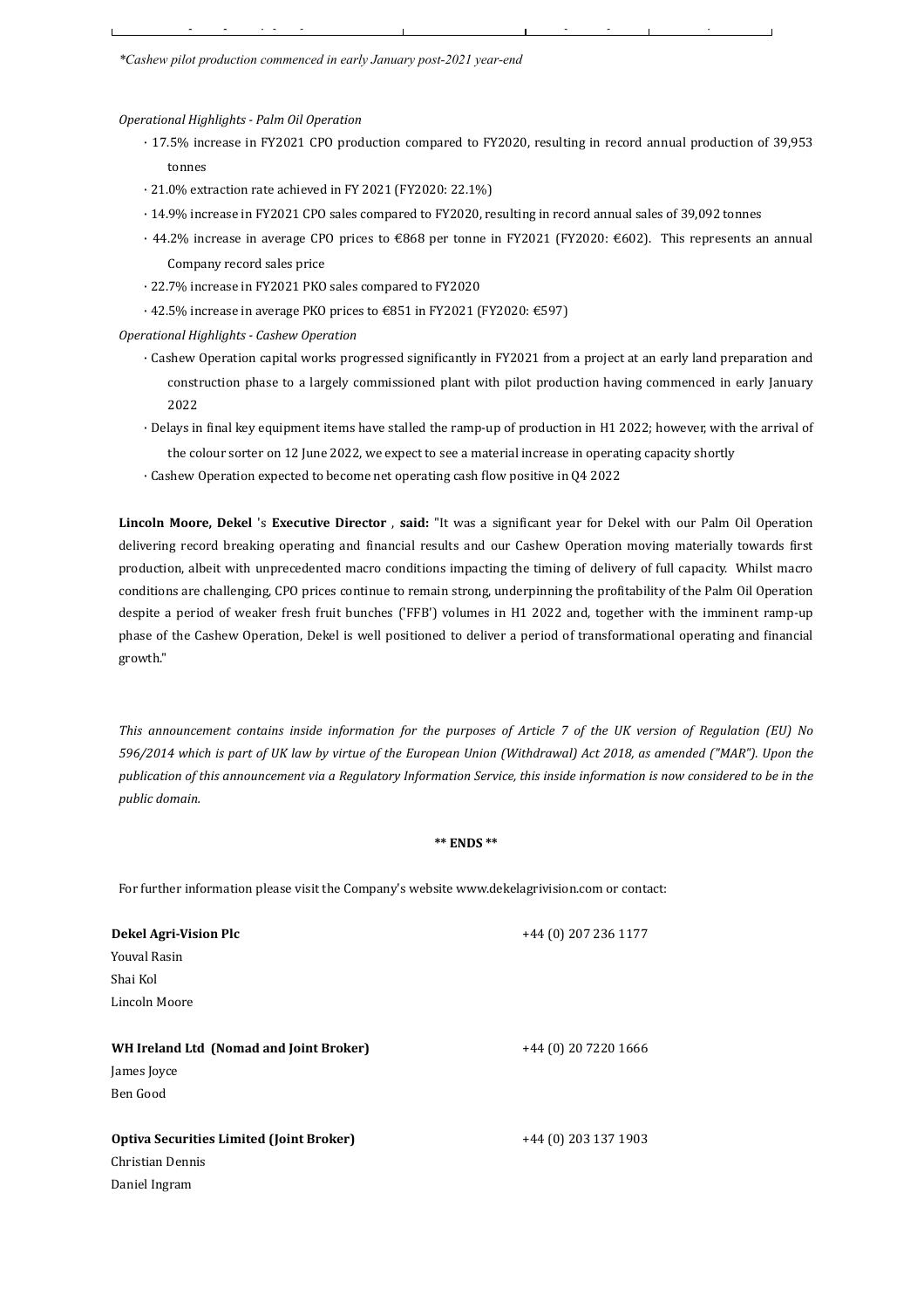*\*Cashew pilot production commenced in early January post-2021 year-end*

*Operational Highlights - Palm Oil Operation*

- 17.5% increase in FY2021 CPO production compared to FY2020, resulting in record annual production of 39,953 tonnes
- 21.0% extraction rate achieved in FY 2021 (FY2020: 22.1%)
- 14.9% increase in FY2021 CPO sales compared to FY2020, resulting in record annual sales of 39,092 tonnes
- 44.2% increase in average CPO prices to €868 per tonne in FY2021 (FY2020: €602). This represents an annual Company record sales price
- 22.7% increase in FY2021 PKO sales compared to FY2020
- 42.5% increase in average PKO prices to €851 in FY2021 (FY2020: €597)

*Operational Highlights - Cashew Operation*

- Cashew Operation capital works progressed significantly in FY2021 from a project at an early land preparation and construction phase to a largely commissioned plant with pilot production having commenced in early January 2022
- Delays in final key equipment items have stalled the ramp-up of production in H1 2022; however, with the arrival of the colour sorter on 12 June 2022, we expect to see a material increase in operating capacity shortly
- Cashew Operation expected to become net operating cash flow positive in Q4 2022

**Lincoln Moore, Dekel** 's **Executive Director** , **said:** "It was a significant year for Dekel with our Palm Oil Operation delivering record breaking operating and financial results and our Cashew Operation moving materially towards first production, albeit with unprecedented macro conditions impacting the timing of delivery of full capacity. Whilst macro conditions are challenging, CPO prices continue to remain strong, underpinning the profitability of the Palm Oil Operation despite a period of weaker fresh fruit bunches ('FFB') volumes in H1 2022 and, together with the imminent ramp-up phase of the Cashew Operation, Dekel is well positioned to deliver a period of transformational operating and financial growth."

*This announcement contains inside information for the purposes of Article 7 of the UK version of Regulation (EU) No 596/2014 which is part of UK law by virtue of the European Union (Withdrawal) Act 2018, as amended ("MAR"). Upon the publication of this announcement via a Regulatory Information Service, this inside information is now considered to be in the public domain.*

**\*\* ENDS \*\***

For further information please visit the Company's website www.dekelagrivision.com or contact:

| | |
|---|---|
| **Dekel Agri-Vision Plc** | +44 (0) 207 236 1177 |
| Youval Rasin | |
| Shai Kol | |
| Lincoln Moore | |
| | |
| **WH Ireland Ltd (Nomad and Joint Broker)** | +44 (0) 20 7220 1666 |
| James Joyce | |
| Ben Good | |
| | |
| **Optiva Securities Limited (Joint Broker)** | +44 (0) 203 137 1903 |
| Christian Dennis | |
| Daniel Ingram | |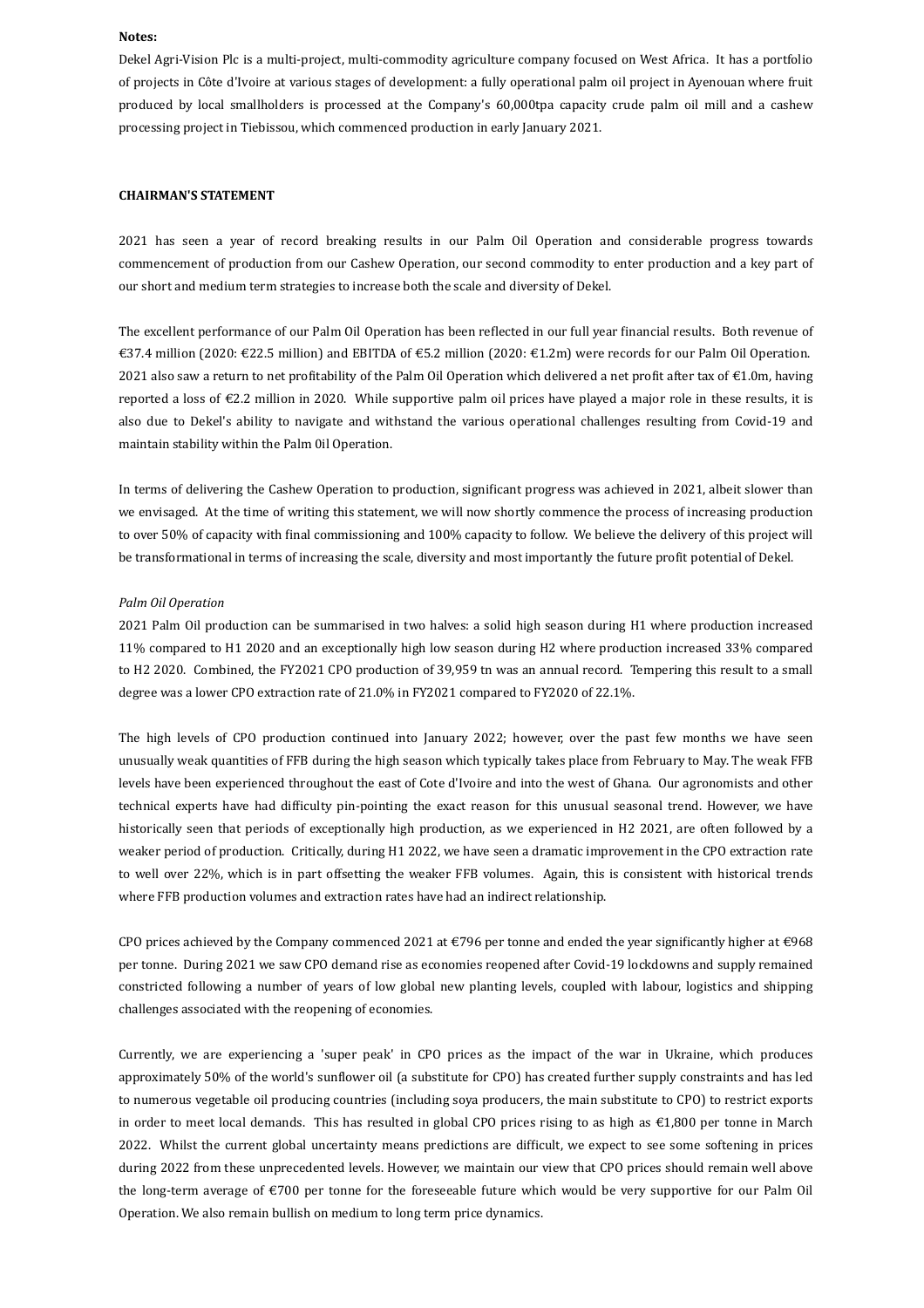**Notes:**

Dekel Agri-Vision Plc is a multi-project, multi-commodity agriculture company focused on West Africa. It has a portfolio of projects in Côte d'Ivoire at various stages of development: a fully operational palm oil project in Ayenouan where fruit produced by local smallholders is processed at the Company's 60,000tpa capacity crude palm oil mill and a cashew processing project in Tiebissou, which commenced production in early January 2021.

**CHAIRMAN'S STATEMENT**

2021 has seen a year of record breaking results in our Palm Oil Operation and considerable progress towards commencement of production from our Cashew Operation, our second commodity to enter production and a key part of our short and medium term strategies to increase both the scale and diversity of Dekel.

The excellent performance of our Palm Oil Operation has been reflected in our full year financial results. Both revenue of €37.4 million (2020: €22.5 million) and EBITDA of €5.2 million (2020: €1.2m) were records for our Palm Oil Operation. 2021 also saw a return to net profitability of the Palm Oil Operation which delivered a net profit after tax of €1.0m, having reported a loss of €2.2 million in 2020. While supportive palm oil prices have played a major role in these results, it is also due to Dekel's ability to navigate and withstand the various operational challenges resulting from Covid-19 and maintain stability within the Palm 0il Operation.

In terms of delivering the Cashew Operation to production, significant progress was achieved in 2021, albeit slower than we envisaged. At the time of writing this statement, we will now shortly commence the process of increasing production to over 50% of capacity with final commissioning and 100% capacity to follow. We believe the delivery of this project will be transformational in terms of increasing the scale, diversity and most importantly the future profit potential of Dekel.

*Palm Oil Operation*

2021 Palm Oil production can be summarised in two halves: a solid high season during H1 where production increased 11% compared to H1 2020 and an exceptionally high low season during H2 where production increased 33% compared to H2 2020. Combined, the FY2021 CPO production of 39,959 tn was an annual record. Tempering this result to a small degree was a lower CPO extraction rate of 21.0% in FY2021 compared to FY2020 of 22.1%.

The high levels of CPO production continued into January 2022; however, over the past few months we have seen unusually weak quantities of FFB during the high season which typically takes place from February to May. The weak FFB levels have been experienced throughout the east of Cote d'Ivoire and into the west of Ghana. Our agronomists and other technical experts have had difficulty pin-pointing the exact reason for this unusual seasonal trend. However, we have historically seen that periods of exceptionally high production, as we experienced in H2 2021, are often followed by a weaker period of production. Critically, during H1 2022, we have seen a dramatic improvement in the CPO extraction rate to well over 22%, which is in part offsetting the weaker FFB volumes. Again, this is consistent with historical trends where FFB production volumes and extraction rates have had an indirect relationship.

CPO prices achieved by the Company commenced 2021 at €796 per tonne and ended the year significantly higher at €968 per tonne. During 2021 we saw CPO demand rise as economies reopened after Covid-19 lockdowns and supply remained constricted following a number of years of low global new planting levels, coupled with labour, logistics and shipping challenges associated with the reopening of economies.

Currently, we are experiencing a 'super peak' in CPO prices as the impact of the war in Ukraine, which produces approximately 50% of the world's sunflower oil (a substitute for CPO) has created further supply constraints and has led to numerous vegetable oil producing countries (including soya producers, the main substitute to CPO) to restrict exports in order to meet local demands. This has resulted in global CPO prices rising to as high as €1,800 per tonne in March 2022. Whilst the current global uncertainty means predictions are difficult, we expect to see some softening in prices during 2022 from these unprecedented levels. However, we maintain our view that CPO prices should remain well above the long-term average of €700 per tonne for the foreseeable future which would be very supportive for our Palm Oil Operation. We also remain bullish on medium to long term price dynamics.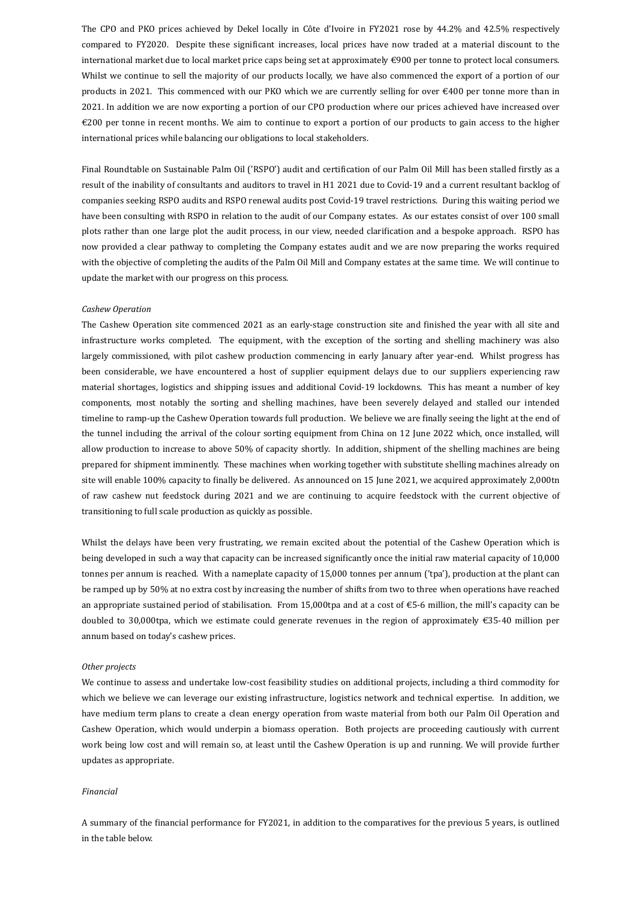The CPO and PKO prices achieved by Dekel locally in Côte d'Ivoire in FY2021 rose by 44.2% and 42.5% respectively compared to FY2020. Despite these significant increases, local prices have now traded at a material discount to the international market due to local market price caps being set at approximately €900 per tonne to protect local consumers. Whilst we continue to sell the majority of our products locally, we have also commenced the export of a portion of our products in 2021. This commenced with our PKO which we are currently selling for over €400 per tonne more than in 2021. In addition we are now exporting a portion of our CPO production where our prices achieved have increased over €200 per tonne in recent months. We aim to continue to export a portion of our products to gain access to the higher international prices while balancing our obligations to local stakeholders.

Final Roundtable on Sustainable Palm Oil ('RSPO') audit and certification of our Palm Oil Mill has been stalled firstly as a result of the inability of consultants and auditors to travel in H1 2021 due to Covid-19 and a current resultant backlog of companies seeking RSPO audits and RSPO renewal audits post Covid-19 travel restrictions. During this waiting period we have been consulting with RSPO in relation to the audit of our Company estates. As our estates consist of over 100 small plots rather than one large plot the audit process, in our view, needed clarification and a bespoke approach. RSPO has now provided a clear pathway to completing the Company estates audit and we are now preparing the works required with the objective of completing the audits of the Palm Oil Mill and Company estates at the same time. We will continue to update the market with our progress on this process.

*Cashew Operation*

The Cashew Operation site commenced 2021 as an early-stage construction site and finished the year with all site and infrastructure works completed. The equipment, with the exception of the sorting and shelling machinery was also largely commissioned, with pilot cashew production commencing in early January after year-end. Whilst progress has been considerable, we have encountered a host of supplier equipment delays due to our suppliers experiencing raw material shortages, logistics and shipping issues and additional Covid-19 lockdowns. This has meant a number of key components, most notably the sorting and shelling machines, have been severely delayed and stalled our intended timeline to ramp-up the Cashew Operation towards full production. We believe we are finally seeing the light at the end of the tunnel including the arrival of the colour sorting equipment from China on 12 June 2022 which, once installed, will allow production to increase to above 50% of capacity shortly. In addition, shipment of the shelling machines are being prepared for shipment imminently. These machines when working together with substitute shelling machines already on site will enable 100% capacity to finally be delivered. As announced on 15 June 2021, we acquired approximately 2,000tn of raw cashew nut feedstock during 2021 and we are continuing to acquire feedstock with the current objective of transitioning to full scale production as quickly as possible.

Whilst the delays have been very frustrating, we remain excited about the potential of the Cashew Operation which is being developed in such a way that capacity can be increased significantly once the initial raw material capacity of 10,000 tonnes per annum is reached. With a nameplate capacity of 15,000 tonnes per annum ('tpa'), production at the plant can be ramped up by 50% at no extra cost by increasing the number of shifts from two to three when operations have reached an appropriate sustained period of stabilisation. From 15,000tpa and at a cost of €5-6 million, the mill's capacity can be doubled to 30,000tpa, which we estimate could generate revenues in the region of approximately €35-40 million per annum based on today's cashew prices.

*Other projects*

We continue to assess and undertake low-cost feasibility studies on additional projects, including a third commodity for which we believe we can leverage our existing infrastructure, logistics network and technical expertise. In addition, we have medium term plans to create a clean energy operation from waste material from both our Palm Oil Operation and Cashew Operation, which would underpin a biomass operation. Both projects are proceeding cautiously with current work being low cost and will remain so, at least until the Cashew Operation is up and running. We will provide further updates as appropriate.

*Financial*

A summary of the financial performance for FY2021, in addition to the comparatives for the previous 5 years, is outlined in the table below.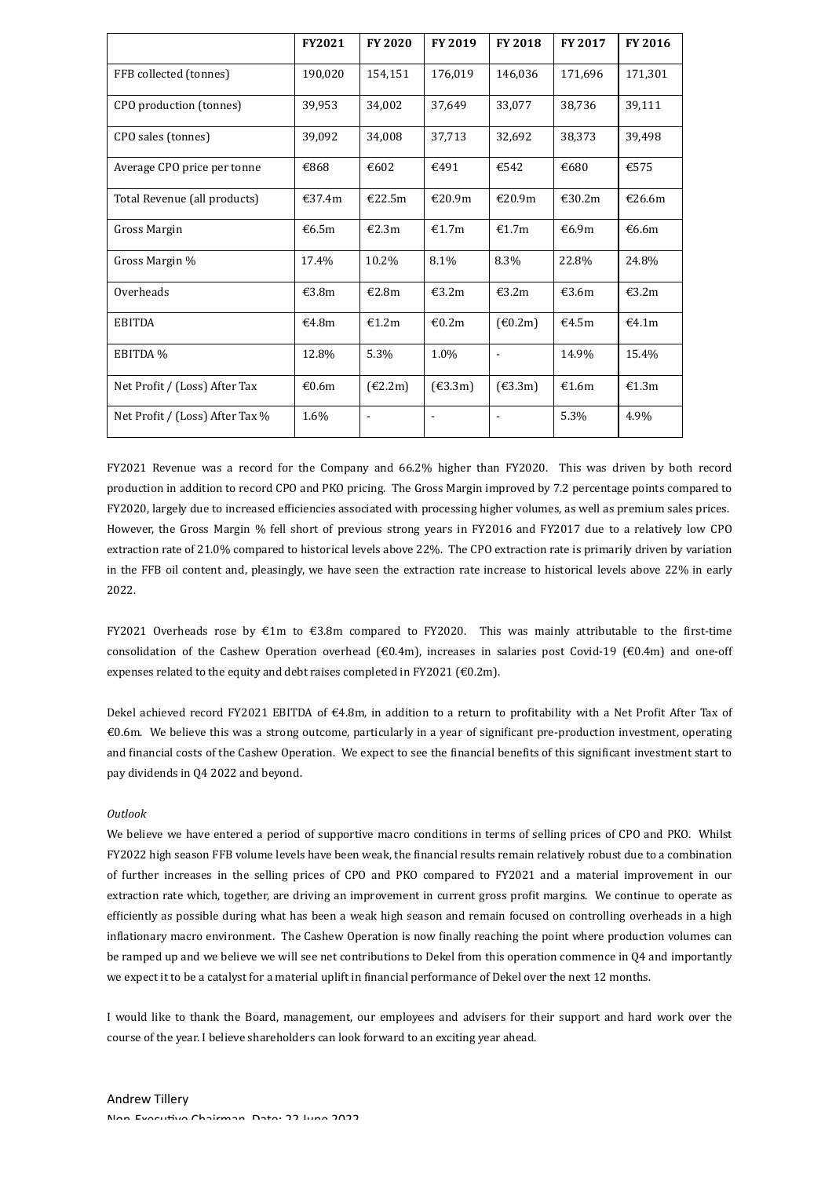| | FY2021 | FY 2020 | FY 2019 | FY 2018 | FY 2017 | FY 2016 |
|---|---|---|---|---|---|---|
| FFB collected (tonnes) | 190,020 | 154,151 | 176,019 | 146,036 | 171,696 | 171,301 |
| CPO production (tonnes) | 39,953 | 34,002 | 37,649 | 33,077 | 38,736 | 39,111 |
| CPO sales (tonnes) | 39,092 | 34,008 | 37,713 | 32,692 | 38,373 | 39,498 |
| Average CPO price per tonne | €868 | €602 | €491 | €542 | €680 | €575 |
| Total Revenue (all products) | €37.4m | €22.5m | €20.9m | €20.9m | €30.2m | €26.6m |
| Gross Margin | €6.5m | €2.3m | €1.7m | €1.7m | €6.9m | €6.6m |
| Gross Margin % | 17.4% | 10.2% | 8.1% | 8.3% | 22.8% | 24.8% |
| Overheads | €3.8m | €2.8m | €3.2m | €3.2m | €3.6m | €3.2m |
| EBITDA | €4.8m | €1.2m | €0.2m | (€0.2m) | €4.5m | €4.1m |
| EBITDA % | 12.8% | 5.3% | 1.0% | - | 14.9% | 15.4% |
| Net Profit / (Loss) After Tax | €0.6m | (€2.2m) | (€3.3m) | (€3.3m) | €1.6m | €1.3m |
| Net Profit / (Loss) After Tax % | 1.6% | - | - | - | 5.3% | 4.9% |

FY2021 Revenue was a record for the Company and 66.2% higher than FY2020. This was driven by both record production in addition to record CPO and PKO pricing. The Gross Margin improved by 7.2 percentage points compared to FY2020, largely due to increased efficiencies associated with processing higher volumes, as well as premium sales prices. However, the Gross Margin % fell short of previous strong years in FY2016 and FY2017 due to a relatively low CPO extraction rate of 21.0% compared to historical levels above 22%. The CPO extraction rate is primarily driven by variation in the FFB oil content and, pleasingly, we have seen the extraction rate increase to historical levels above 22% in early 2022.

FY2021 Overheads rose by €1m to €3.8m compared to FY2020. This was mainly attributable to the first-time consolidation of the Cashew Operation overhead (€0.4m), increases in salaries post Covid-19 (€0.4m) and one-off expenses related to the equity and debt raises completed in FY2021 (€0.2m).

Dekel achieved record FY2021 EBITDA of €4.8m, in addition to a return to profitability with a Net Profit After Tax of €0.6m. We believe this was a strong outcome, particularly in a year of significant pre-production investment, operating and financial costs of the Cashew Operation. We expect to see the financial benefits of this significant investment start to pay dividends in Q4 2022 and beyond.

*Outlook*

We believe we have entered a period of supportive macro conditions in terms of selling prices of CPO and PKO. Whilst FY2022 high season FFB volume levels have been weak, the financial results remain relatively robust due to a combination of further increases in the selling prices of CPO and PKO compared to FY2021 and a material improvement in our extraction rate which, together, are driving an improvement in current gross profit margins. We continue to operate as efficiently as possible during what has been a weak high season and remain focused on controlling overheads in a high inflationary macro environment. The Cashew Operation is now finally reaching the point where production volumes can be ramped up and we believe we will see net contributions to Dekel from this operation commence in Q4 and importantly we expect it to be a catalyst for a material uplift in financial performance of Dekel over the next 12 months.

I would like to thank the Board, management, our employees and advisers for their support and hard work over the course of the year. I believe shareholders can look forward to an exciting year ahead.

Andrew Tillery

Non-Executive Chairman, Date: 22 June 2022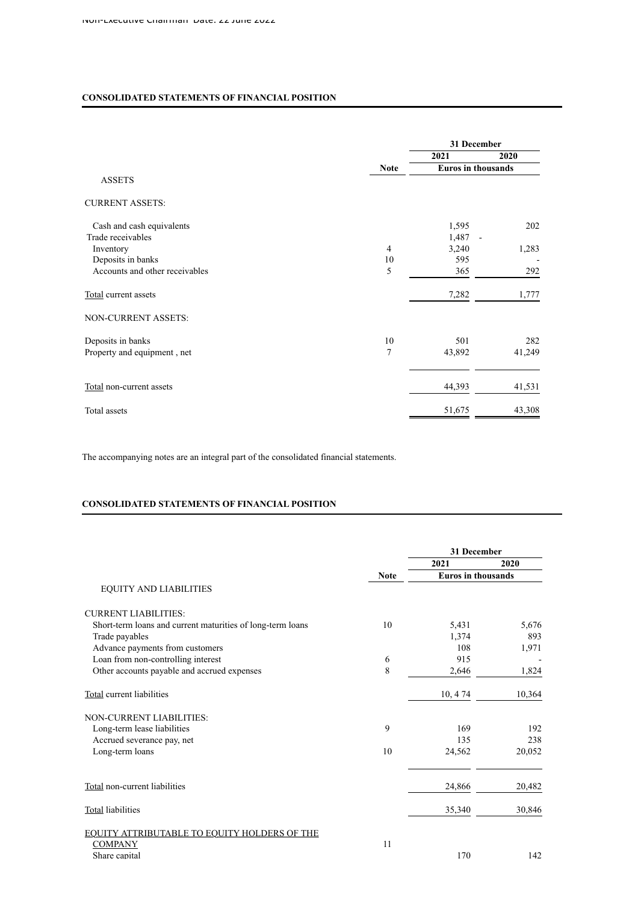## CONSOLIDATED STATEMENTS OF FINANCIAL POSITION

| | Note | 31 December 2021 | 31 December 2020 |
|---|---|---|---|
| | | Euros in thousands | |
| ASSETS | | | |
| CURRENT ASSETS: | | | |
| Cash and cash equivalents | | 1,595 | 202 |
| Trade receivables | | 1,487 | - |
| Inventory | 4 | 3,240 | 1,283 |
| Deposits in banks | 10 | 595 | - |
| Accounts and other receivables | 5 | 365 | 292 |
| Total current assets | | 7,282 | 1,777 |
| NON-CURRENT ASSETS: | | | |
| Deposits in banks | 10 | 501 | 282 |
| Property and equipment , net | 7 | 43,892 | 41,249 |
| Total non-current assets | | 44,393 | 41,531 |
| Total assets | | 51,675 | 43,308 |

The accompanying notes are an integral part of the consolidated financial statements.

## CONSOLIDATED STATEMENTS OF FINANCIAL POSITION

| | Note | 31 December 2021 | 31 December 2020 |
|---|---|---|---|
| | | Euros in thousands | |
| EQUITY AND LIABILITIES | | | |
| CURRENT LIABILITIES: | | | |
| Short-term loans and current maturities of long-term loans | 10 | 5,431 | 5,676 |
| Trade payables | | 1,374 | 893 |
| Advance payments from customers | | 108 | 1,971 |
| Loan from non-controlling interest | 6 | 915 | - |
| Other accounts payable and accrued expenses | 8 | 2,646 | 1,824 |
| Total current liabilities | | 10, 4 74 | 10,364 |
| NON-CURRENT LIABILITIES: | | | |
| Long-term lease liabilities | 9 | 169 | 192 |
| Accrued severance pay, net | | 135 | 238 |
| Long-term loans | 10 | 24,562 | 20,052 |
| Total non-current liabilities | | 24,866 | 20,482 |
| Total liabilities | | 35,340 | 30,846 |
| EQUITY ATTRIBUTABLE TO EQUITY HOLDERS OF THE COMPANY | 11 | | |
| Share capital | | 170 | 142 |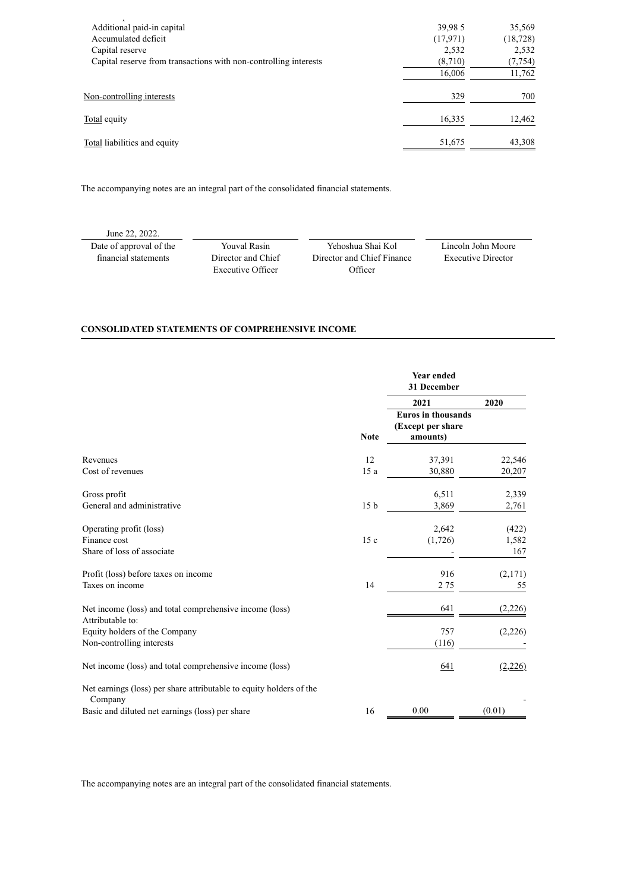| | | |
|---|---|---|
| Additional paid-in capital | 39,98 5 | 35,569 |
| Accumulated deficit | (17,971) | (18,728) |
| Capital reserve | 2,532 | 2,532 |
| Capital reserve from transactions with non-controlling interests | (8,710) | (7,754) |
| | 16,006 | 11,762 |
| Non-controlling interests | 329 | 700 |
| Total equity | 16,335 | 12,462 |
| Total liabilities and equity | 51,675 | 43,308 |

The accompanying notes are an integral part of the consolidated financial statements.

| June 22, 2022. | | | |
|---|---|---|---|
| Date of approval of the financial statements | Youval Rasin<br>Director and Chief Executive Officer | Yehoshua Shai Kol<br>Director and Chief Finance Officer | Lincoln John Moore<br>Executive Director |

**CONSOLIDATED STATEMENTS OF COMPREHENSIVE INCOME**

| | | Year ended 31 December | |
|---|---|---|---|
| | | 2021 | 2020 |
| | Note | Euros in thousands (Except per share amounts) | |
| Revenues | 12 | 37,391 | 22,546 |
| Cost of revenues | 15 a | 30,880 | 20,207 |
| Gross profit | | 6,511 | 2,339 |
| General and administrative | 15 b | 3,869 | 2,761 |
| Operating profit (loss) | | 2,642 | (422) |
| Finance cost | 15 c | (1,726) | 1,582 |
| Share of loss of associate | | - | 167 |
| Profit (loss) before taxes on income | | 916 | (2,171) |
| Taxes on income | 14 | 2 75 | 55 |
| Net income (loss) and total comprehensive income (loss) | | 641 | (2,226) |
| Attributable to: | | | |
| Equity holders of the Company | | 757 | (2,226) |
| Non-controlling interests | | (116) | - |
| Net income (loss) and total comprehensive income (loss) | | 641 | (2,226) |
| Net earnings (loss) per share attributable to equity holders of the Company | | | - |
| Basic and diluted net earnings (loss) per share | 16 | 0.00 | (0.01) |

The accompanying notes are an integral part of the consolidated financial statements.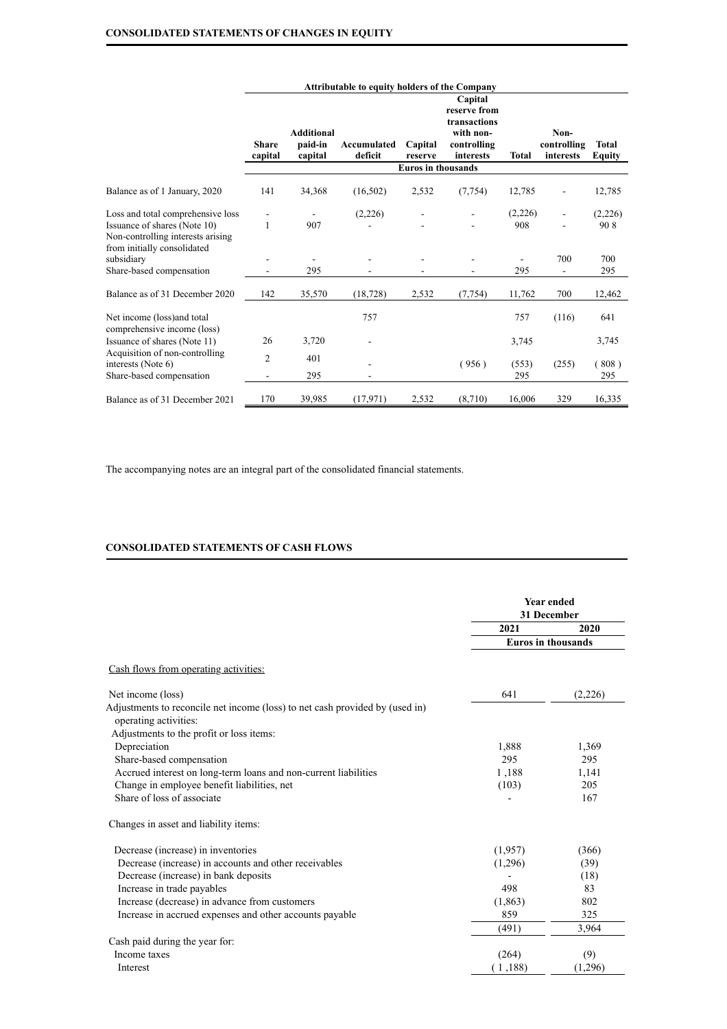**CONSOLIDATED STATEMENTS OF CHANGES IN EQUITY**

| | Attributable to equity holders of the Company | | | | | | | |
|---|---|---|---|---|---|---|---|---|
| | Share capital | Additional paid-in capital | Accumulated deficit | Capital reserve | Capital reserve from transactions with non-controlling interests | Total | Non-controlling interests | Total Equity |
| | Euros in thousands | | | | | | | |
| Balance as of 1 January, 2020 | 141 | 34,368 | (16,502) | 2,532 | (7,754) | 12,785 | - | 12,785 |
| Loss and total comprehensive loss | - | - | (2,226) | - | - | (2,226) | - | (2,226) |
| Issuance of shares (Note 10) | 1 | 907 | - | - | - | 908 | - | 90 8 |
| Non-controlling interests arising from initially consolidated subsidiary | - | - | - | - | - | - | 700 | 700 |
| Share-based compensation | - | 295 | - | - | - | 295 | - | 295 |
| Balance as of 31 December 2020 | 142 | 35,570 | (18,728) | 2,532 | (7,754) | 11,762 | 700 | 12,462 |
| Net income (loss)and total comprehensive income (loss) | | | 757 | | | 757 | (116) | 641 |
| Issuance of shares (Note 11) | 26 | 3,720 | - | | | 3,745 | | 3,745 |
| Acquisition of non-controlling interests (Note 6) | 2 | 401 | - | | ( 956 ) | (553) | (255) | ( 808 ) |
| Share-based compensation | - | 295 | - | | | 295 | | 295 |
| Balance as of 31 December 2021 | 170 | 39,985 | (17,971) | 2,532 | (8,710) | 16,006 | 329 | 16,335 |

The accompanying notes are an integral part of the consolidated financial statements.

**CONSOLIDATED STATEMENTS OF CASH FLOWS**

| | Year ended 31 December | |
|---|---|---|
| | 2021 | 2020 |
| | Euros in thousands | |
| Cash flows from operating activities: | | |
| Net income (loss) | 641 | (2,226) |
| Adjustments to reconcile net income (loss) to net cash provided by (used in) operating activities: | | |
| Adjustments to the profit or loss items: | | |
| Depreciation | 1,888 | 1,369 |
| Share-based compensation | 295 | 295 |
| Accrued interest on long-term loans and non-current liabilities | 1 ,188 | 1,141 |
| Change in employee benefit liabilities, net | (103) | 205 |
| Share of loss of associate | - | 167 |
| Changes in asset and liability items: | | |
| Decrease (increase) in inventories | (1,957) | (366) |
| Decrease (increase) in accounts and other receivables | (1,296) | (39) |
| Decrease (increase) in bank deposits | - | (18) |
| Increase in trade payables | 498 | 83 |
| Increase (decrease) in advance from customers | (1,863) | 802 |
| Increase in accrued expenses and other accounts payable | 859 | 325 |
| | (491) | 3,964 |
| Cash paid during the year for: | | |
| Income taxes | (264) | (9) |
| Interest | ( 1 ,188) | (1,296) |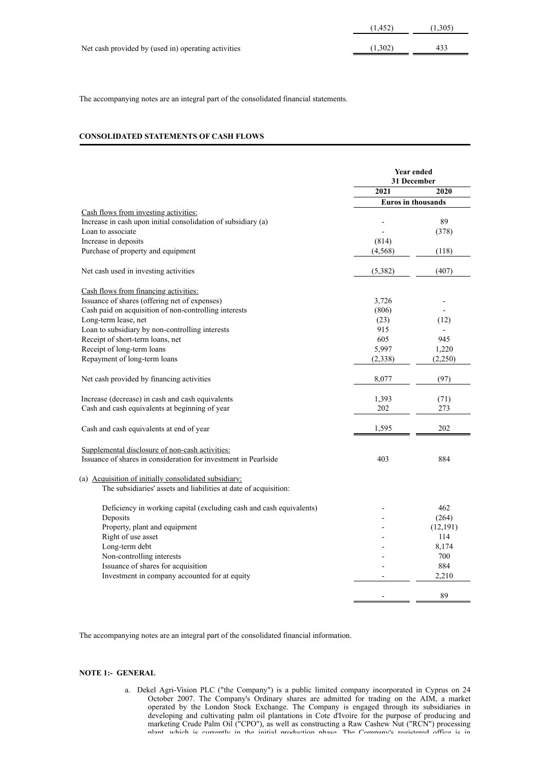| | | |
|---|---|---|
| | (1,452) | (1,305) |
| Net cash provided by (used in) operating activities | (1,302) | 433 |

The accompanying notes are an integral part of the consolidated financial statements.

**CONSOLIDATED STATEMENTS OF CASH FLOWS**

| | Year ended 31 December | |
|---|---|---|
| | 2021 | 2020 |
| | Euros in thousands | |
| Cash flows from investing activities: | | |
| Increase in cash upon initial consolidation of subsidiary (a) | - | 89 |
| Loan to associate | - | (378) |
| Increase in deposits | (814) | |
| Purchase of property and equipment | (4,568) | (118) |
| Net cash used in investing activities | (5,382) | (407) |
| Cash flows from financing activities: | | |
| Issuance of shares (offering net of expenses) | 3,726 | - |
| Cash paid on acquisition of non-controlling interests | (806) | - |
| Long-term lease, net | (23) | (12) |
| Loan to subsidiary by non-controlling interests | 915 | - |
| Receipt of short-term loans, net | 605 | 945 |
| Receipt of long-term loans | 5,997 | 1,220 |
| Repayment of long-term loans | (2,338) | (2,250) |
| Net cash provided by financing activities | 8,077 | (97) |
| Increase (decrease) in cash and cash equivalents | 1,393 | (71) |
| Cash and cash equivalents at beginning of year | 202 | 273 |
| Cash and cash equivalents at end of year | 1,595 | 202 |
| Supplemental disclosure of non-cash activities: | | |
| Issuance of shares in consideration for investment in Pearlside | 403 | 884 |
| (a) Acquisition of initially consolidated subsidiary: The subsidiaries' assets and liabilities at date of acquisition: | | |
| Deficiency in working capital (excluding cash and cash equivalents) | - | 462 |
| Deposits | - | (264) |
| Property, plant and equipment | - | (12,191) |
| Right of use asset | - | 114 |
| Long-term debt | - | 8,174 |
| Non-controlling interests | - | 700 |
| Issuance of shares for acquisition | - | 884 |
| Investment in company accounted for at equity | - | 2,210 |
| | - | 89 |

The accompanying notes are an integral part of the consolidated financial information.

**NOTE 1:- GENERAL**

a. Dekel Agri-Vision PLC ("the Company") is a public limited company incorporated in Cyprus on 24 October 2007. The Company's Ordinary shares are admitted for trading on the AIM, a market operated by the London Stock Exchange. The Company is engaged through its subsidiaries in developing and cultivating palm oil plantations in Cote d'Ivoire for the purpose of producing and marketing Crude Palm Oil ("CPO"), as well as constructing a Raw Cashew Nut ("RCN") processing plant, which is currently in the initial production phase. The Company's registered office is in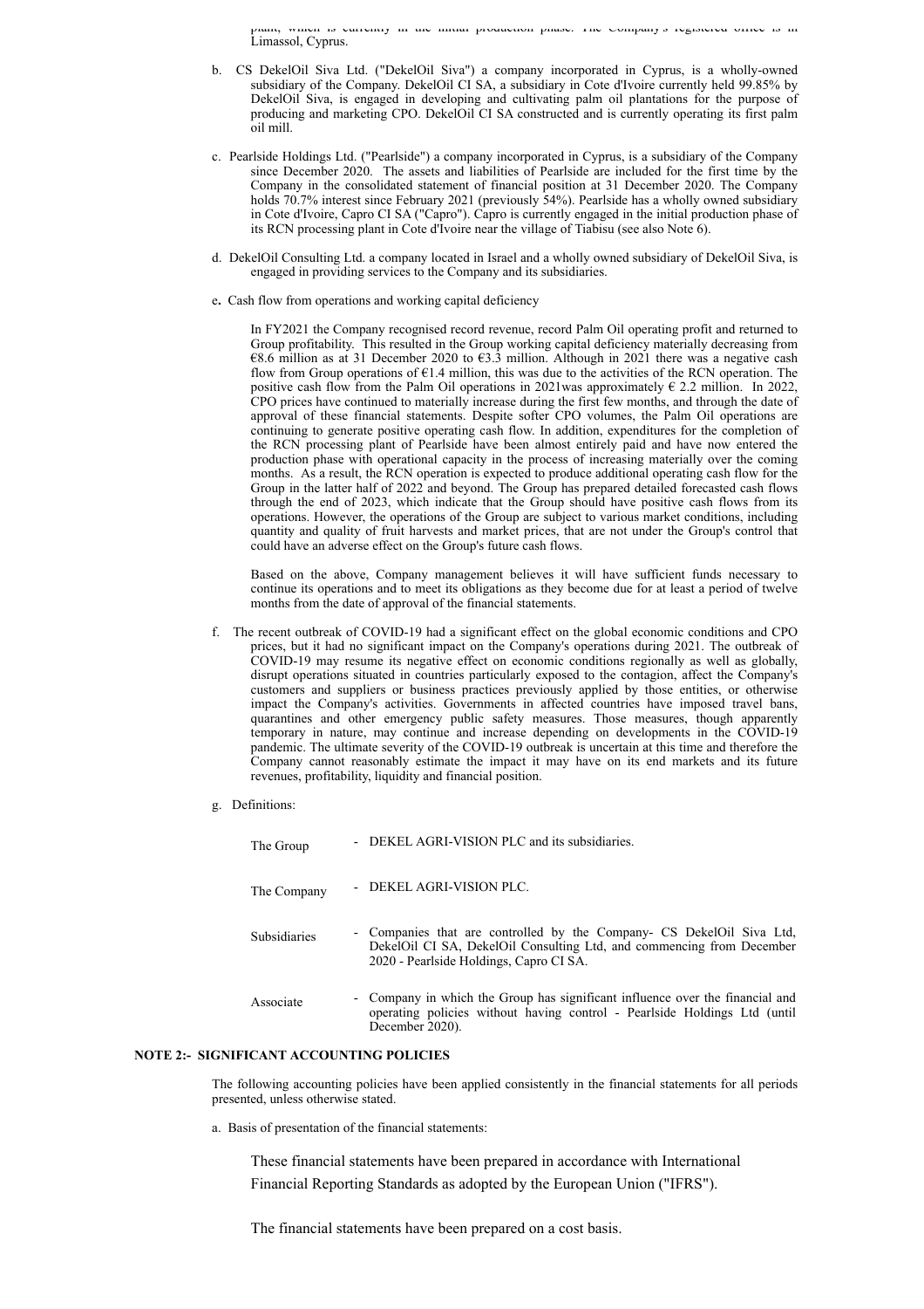plant, which is currently in the initial production phase. The Company's registered office is in Limassol, Cyprus.

b. CS DekelOil Siva Ltd. ("DekelOil Siva") a company incorporated in Cyprus, is a wholly-owned subsidiary of the Company. DekelOil CI SA, a subsidiary in Cote d'Ivoire currently held 99.85% by DekelOil Siva, is engaged in developing and cultivating palm oil plantations for the purpose of producing and marketing CPO. DekelOil CI SA constructed and is currently operating its first palm oil mill.

c. Pearlside Holdings Ltd. ("Pearlside") a company incorporated in Cyprus, is a subsidiary of the Company since December 2020. The assets and liabilities of Pearlside are included for the first time by the Company in the consolidated statement of financial position at 31 December 2020. The Company holds 70.7% interest since February 2021 (previously 54%). Pearlside has a wholly owned subsidiary in Cote d'Ivoire, Capro CI SA ("Capro"). Capro is currently engaged in the initial production phase of its RCN processing plant in Cote d'Ivoire near the village of Tiabisu (see also Note 6).

d. DekelOil Consulting Ltd. a company located in Israel and a wholly owned subsidiary of DekelOil Siva, is engaged in providing services to the Company and its subsidiaries.

e. Cash flow from operations and working capital deficiency

In FY2021 the Company recognised record revenue, record Palm Oil operating profit and returned to Group profitability. This resulted in the Group working capital deficiency materially decreasing from €8.6 million as at 31 December 2020 to €3.3 million. Although in 2021 there was a negative cash flow from Group operations of €1.4 million, this was due to the activities of the RCN operation. The positive cash flow from the Palm Oil operations in 2021was approximately € 2.2 million. In 2022, CPO prices have continued to materially increase during the first few months, and through the date of approval of these financial statements. Despite softer CPO volumes, the Palm Oil operations are continuing to generate positive operating cash flow. In addition, expenditures for the completion of the RCN processing plant of Pearlside have been almost entirely paid and have now entered the production phase with operational capacity in the process of increasing materially over the coming months. As a result, the RCN operation is expected to produce additional operating cash flow for the Group in the latter half of 2022 and beyond. The Group has prepared detailed forecasted cash flows through the end of 2023, which indicate that the Group should have positive cash flows from its operations. However, the operations of the Group are subject to various market conditions, including quantity and quality of fruit harvests and market prices, that are not under the Group's control that could have an adverse effect on the Group's future cash flows.

Based on the above, Company management believes it will have sufficient funds necessary to continue its operations and to meet its obligations as they become due for at least a period of twelve months from the date of approval of the financial statements.

f. The recent outbreak of COVID-19 had a significant effect on the global economic conditions and CPO prices, but it had no significant impact on the Company's operations during 2021. The outbreak of COVID-19 may resume its negative effect on economic conditions regionally as well as globally, disrupt operations situated in countries particularly exposed to the contagion, affect the Company's customers and suppliers or business practices previously applied by those entities, or otherwise impact the Company's activities. Governments in affected countries have imposed travel bans, quarantines and other emergency public safety measures. Those measures, though apparently temporary in nature, may continue and increase depending on developments in the COVID-19 pandemic. The ultimate severity of the COVID-19 outbreak is uncertain at this time and therefore the Company cannot reasonably estimate the impact it may have on its end markets and its future revenues, profitability, liquidity and financial position.

g. Definitions:

| | |
|---|---|
| The Group | - DEKEL AGRI-VISION PLC and its subsidiaries. |
| The Company | - DEKEL AGRI-VISION PLC. |
| Subsidiaries | - Companies that are controlled by the Company- CS DekelOil Siva Ltd, DekelOil CI SA, DekelOil Consulting Ltd, and commencing from December 2020 - Pearlside Holdings, Capro CI SA. |
| Associate | - Company in which the Group has significant influence over the financial and operating policies without having control - Pearlside Holdings Ltd (until December 2020). |

**NOTE 2:- SIGNIFICANT ACCOUNTING POLICIES**

The following accounting policies have been applied consistently in the financial statements for all periods presented, unless otherwise stated.

a. Basis of presentation of the financial statements:

These financial statements have been prepared in accordance with International Financial Reporting Standards as adopted by the European Union ("IFRS").

The financial statements have been prepared on a cost basis.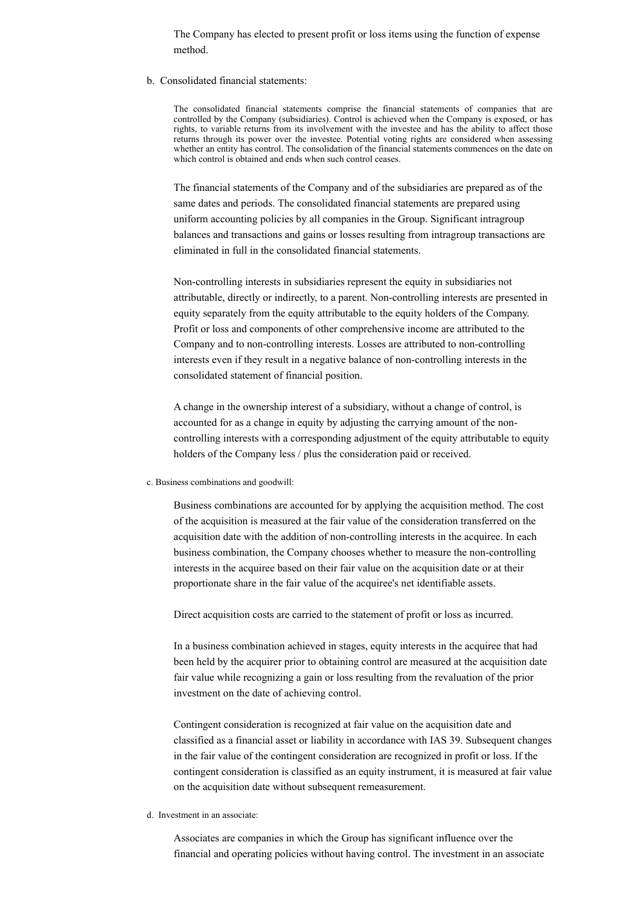The Company has elected to present profit or loss items using the function of expense method.

b. Consolidated financial statements:

The consolidated financial statements comprise the financial statements of companies that are controlled by the Company (subsidiaries). Control is achieved when the Company is exposed, or has rights, to variable returns from its involvement with the investee and has the ability to affect those returns through its power over the investee. Potential voting rights are considered when assessing whether an entity has control. The consolidation of the financial statements commences on the date on which control is obtained and ends when such control ceases.

The financial statements of the Company and of the subsidiaries are prepared as of the same dates and periods. The consolidated financial statements are prepared using uniform accounting policies by all companies in the Group. Significant intragroup balances and transactions and gains or losses resulting from intragroup transactions are eliminated in full in the consolidated financial statements.

Non-controlling interests in subsidiaries represent the equity in subsidiaries not attributable, directly or indirectly, to a parent. Non-controlling interests are presented in equity separately from the equity attributable to the equity holders of the Company. Profit or loss and components of other comprehensive income are attributed to the Company and to non-controlling interests. Losses are attributed to non-controlling interests even if they result in a negative balance of non-controlling interests in the consolidated statement of financial position.

A change in the ownership interest of a subsidiary, without a change of control, is accounted for as a change in equity by adjusting the carrying amount of the non-controlling interests with a corresponding adjustment of the equity attributable to equity holders of the Company less / plus the consideration paid or received.

c. Business combinations and goodwill:

Business combinations are accounted for by applying the acquisition method. The cost of the acquisition is measured at the fair value of the consideration transferred on the acquisition date with the addition of non-controlling interests in the acquiree. In each business combination, the Company chooses whether to measure the non-controlling interests in the acquiree based on their fair value on the acquisition date or at their proportionate share in the fair value of the acquiree's net identifiable assets.

Direct acquisition costs are carried to the statement of profit or loss as incurred.

In a business combination achieved in stages, equity interests in the acquiree that had been held by the acquirer prior to obtaining control are measured at the acquisition date fair value while recognizing a gain or loss resulting from the revaluation of the prior investment on the date of achieving control.

Contingent consideration is recognized at fair value on the acquisition date and classified as a financial asset or liability in accordance with IAS 39. Subsequent changes in the fair value of the contingent consideration are recognized in profit or loss. If the contingent consideration is classified as an equity instrument, it is measured at fair value on the acquisition date without subsequent remeasurement.

d. Investment in an associate:

Associates are companies in which the Group has significant influence over the financial and operating policies without having control. The investment in an associate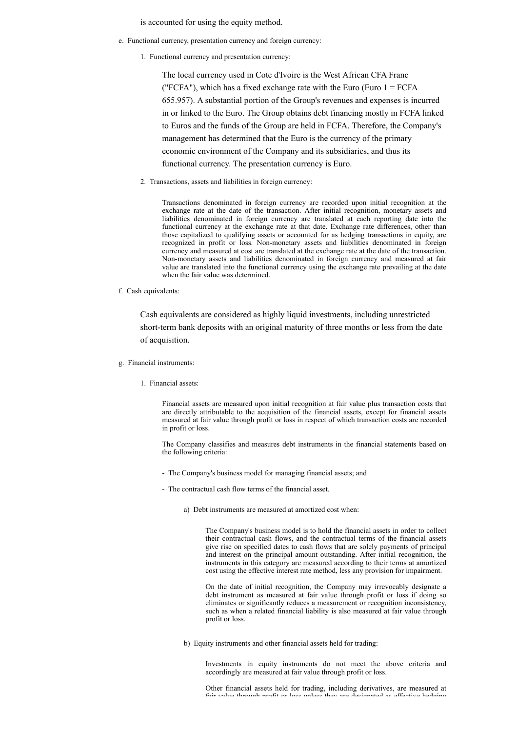is accounted for using the equity method.

e. Functional currency, presentation currency and foreign currency:

1. Functional currency and presentation currency:

The local currency used in Cote d'Ivoire is the West African CFA Franc ("FCFA"), which has a fixed exchange rate with the Euro (Euro 1 = FCFA 655.957). A substantial portion of the Group's revenues and expenses is incurred in or linked to the Euro. The Group obtains debt financing mostly in FCFA linked to Euros and the funds of the Group are held in FCFA. Therefore, the Company's management has determined that the Euro is the currency of the primary economic environment of the Company and its subsidiaries, and thus its functional currency. The presentation currency is Euro.

2. Transactions, assets and liabilities in foreign currency:

Transactions denominated in foreign currency are recorded upon initial recognition at the exchange rate at the date of the transaction. After initial recognition, monetary assets and liabilities denominated in foreign currency are translated at each reporting date into the functional currency at the exchange rate at that date. Exchange rate differences, other than those capitalized to qualifying assets or accounted for as hedging transactions in equity, are recognized in profit or loss. Non-monetary assets and liabilities denominated in foreign currency and measured at cost are translated at the exchange rate at the date of the transaction. Non-monetary assets and liabilities denominated in foreign currency and measured at fair value are translated into the functional currency using the exchange rate prevailing at the date when the fair value was determined.

f. Cash equivalents:

Cash equivalents are considered as highly liquid investments, including unrestricted short-term bank deposits with an original maturity of three months or less from the date of acquisition.

g. Financial instruments:

1. Financial assets:

Financial assets are measured upon initial recognition at fair value plus transaction costs that are directly attributable to the acquisition of the financial assets, except for financial assets measured at fair value through profit or loss in respect of which transaction costs are recorded in profit or loss.

The Company classifies and measures debt instruments in the financial statements based on the following criteria:

- The Company's business model for managing financial assets; and

- The contractual cash flow terms of the financial asset.

a) Debt instruments are measured at amortized cost when:

The Company's business model is to hold the financial assets in order to collect their contractual cash flows, and the contractual terms of the financial assets give rise on specified dates to cash flows that are solely payments of principal and interest on the principal amount outstanding. After initial recognition, the instruments in this category are measured according to their terms at amortized cost using the effective interest rate method, less any provision for impairment.

On the date of initial recognition, the Company may irrevocably designate a debt instrument as measured at fair value through profit or loss if doing so eliminates or significantly reduces a measurement or recognition inconsistency, such as when a related financial liability is also measured at fair value through profit or loss.

b) Equity instruments and other financial assets held for trading:

Investments in equity instruments do not meet the above criteria and accordingly are measured at fair value through profit or loss.

Other financial assets held for trading, including derivatives, are measured at fair value through profit or loss unless they are designated as effective hedging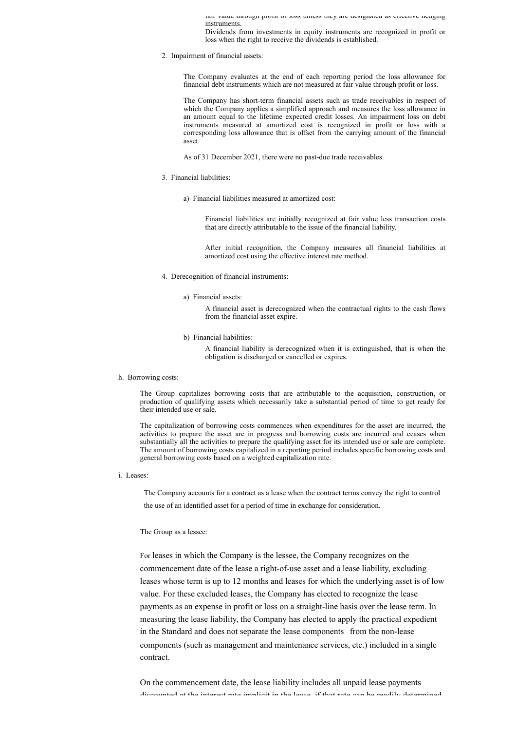fair value through profit or loss unless they are designated as effective hedging instruments.

Dividends from investments in equity instruments are recognized in profit or loss when the right to receive the dividends is established.

2. Impairment of financial assets:

The Company evaluates at the end of each reporting period the loss allowance for financial debt instruments which are not measured at fair value through profit or loss.

The Company has short-term financial assets such as trade receivables in respect of which the Company applies a simplified approach and measures the loss allowance in an amount equal to the lifetime expected credit losses. An impairment loss on debt instruments measured at amortized cost is recognized in profit or loss with a corresponding loss allowance that is offset from the carrying amount of the financial asset.

As of 31 December 2021, there were no past-due trade receivables.

3. Financial liabilities:

a) Financial liabilities measured at amortized cost:

Financial liabilities are initially recognized at fair value less transaction costs that are directly attributable to the issue of the financial liability.

After initial recognition, the Company measures all financial liabilities at amortized cost using the effective interest rate method.

4. Derecognition of financial instruments:

a) Financial assets:

A financial asset is derecognized when the contractual rights to the cash flows from the financial asset expire.

b) Financial liabilities:

A financial liability is derecognized when it is extinguished, that is when the obligation is discharged or cancelled or expires.

h. Borrowing costs:

The Group capitalizes borrowing costs that are attributable to the acquisition, construction, or production of qualifying assets which necessarily take a substantial period of time to get ready for their intended use or sale.

The capitalization of borrowing costs commences when expenditures for the asset are incurred, the activities to prepare the asset are in progress and borrowing costs are incurred and ceases when substantially all the activities to prepare the qualifying asset for its intended use or sale are complete. The amount of borrowing costs capitalized in a reporting period includes specific borrowing costs and general borrowing costs based on a weighted capitalization rate.

i. Leases:

The Company accounts for a contract as a lease when the contract terms convey the right to control the use of an identified asset for a period of time in exchange for consideration.

The Group as a lessee:

For leases in which the Company is the lessee, the Company recognizes on the commencement date of the lease a right-of-use asset and a lease liability, excluding leases whose term is up to 12 months and leases for which the underlying asset is of low value. For these excluded leases, the Company has elected to recognize the lease payments as an expense in profit or loss on a straight-line basis over the lease term. In measuring the lease liability, the Company has elected to apply the practical expedient in the Standard and does not separate the lease components from the non-lease components (such as management and maintenance services, etc.) included in a single contract.

On the commencement date, the lease liability includes all unpaid lease payments discounted at the interest rate implicit in the lease, if that rate can be readily determined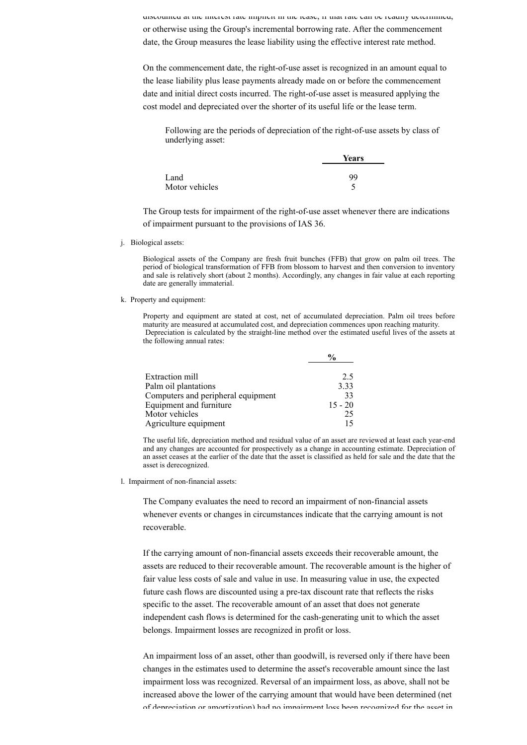discounted at the interest rate implicit in the lease, if that rate can be readily determined, or otherwise using the Group's incremental borrowing rate. After the commencement date, the Group measures the lease liability using the effective interest rate method.

On the commencement date, the right-of-use asset is recognized in an amount equal to the lease liability plus lease payments already made on or before the commencement date and initial direct costs incurred. The right-of-use asset is measured applying the cost model and depreciated over the shorter of its useful life or the lease term.

Following are the periods of depreciation of the right-of-use assets by class of underlying asset:

| | Years |
|---|---|
| Land | 99 |
| Motor vehicles | 5 |

The Group tests for impairment of the right-of-use asset whenever there are indications of impairment pursuant to the provisions of IAS 36.

j. Biological assets:

Biological assets of the Company are fresh fruit bunches (FFB) that grow on palm oil trees. The period of biological transformation of FFB from blossom to harvest and then conversion to inventory and sale is relatively short (about 2 months). Accordingly, any changes in fair value at each reporting date are generally immaterial.

k. Property and equipment:

Property and equipment are stated at cost, net of accumulated depreciation. Palm oil trees before maturity are measured at accumulated cost, and depreciation commences upon reaching maturity. Depreciation is calculated by the straight-line method over the estimated useful lives of the assets at the following annual rates:

| | % |
|---|---|
| Extraction mill | 2.5 |
| Palm oil plantations | 3.33 |
| Computers and peripheral equipment | 33 |
| Equipment and furniture | 15 - 20 |
| Motor vehicles | 25 |
| Agriculture equipment | 15 |

The useful life, depreciation method and residual value of an asset are reviewed at least each year-end and any changes are accounted for prospectively as a change in accounting estimate. Depreciation of an asset ceases at the earlier of the date that the asset is classified as held for sale and the date that the asset is derecognized.

l. Impairment of non-financial assets:

The Company evaluates the need to record an impairment of non-financial assets whenever events or changes in circumstances indicate that the carrying amount is not recoverable.

If the carrying amount of non-financial assets exceeds their recoverable amount, the assets are reduced to their recoverable amount. The recoverable amount is the higher of fair value less costs of sale and value in use. In measuring value in use, the expected future cash flows are discounted using a pre-tax discount rate that reflects the risks specific to the asset. The recoverable amount of an asset that does not generate independent cash flows is determined for the cash-generating unit to which the asset belongs. Impairment losses are recognized in profit or loss.

An impairment loss of an asset, other than goodwill, is reversed only if there have been changes in the estimates used to determine the asset's recoverable amount since the last impairment loss was recognized. Reversal of an impairment loss, as above, shall not be increased above the lower of the carrying amount that would have been determined (net of depreciation or amortization) had no impairment loss been recognized for the asset in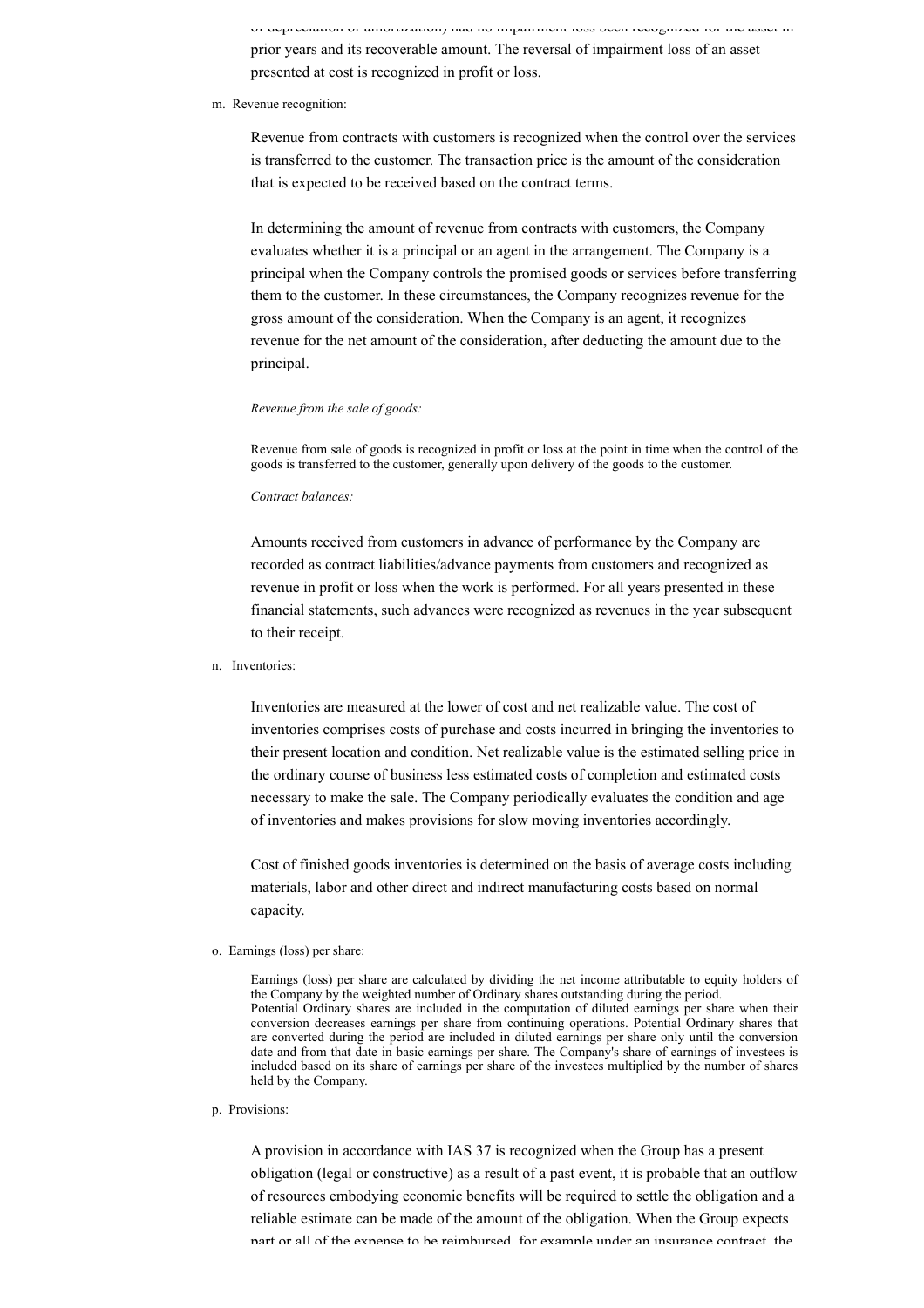of depreciation or amortization) had no impairment loss been recognized for the asset in prior years and its recoverable amount. The reversal of impairment loss of an asset presented at cost is recognized in profit or loss.

m. Revenue recognition:

Revenue from contracts with customers is recognized when the control over the services is transferred to the customer. The transaction price is the amount of the consideration that is expected to be received based on the contract terms.

In determining the amount of revenue from contracts with customers, the Company evaluates whether it is a principal or an agent in the arrangement. The Company is a principal when the Company controls the promised goods or services before transferring them to the customer. In these circumstances, the Company recognizes revenue for the gross amount of the consideration. When the Company is an agent, it recognizes revenue for the net amount of the consideration, after deducting the amount due to the principal.

*Revenue from the sale of goods:*

Revenue from sale of goods is recognized in profit or loss at the point in time when the control of the goods is transferred to the customer, generally upon delivery of the goods to the customer.

*Contract balances:*

Amounts received from customers in advance of performance by the Company are recorded as contract liabilities/advance payments from customers and recognized as revenue in profit or loss when the work is performed. For all years presented in these financial statements, such advances were recognized as revenues in the year subsequent to their receipt.

n. Inventories:

Inventories are measured at the lower of cost and net realizable value. The cost of inventories comprises costs of purchase and costs incurred in bringing the inventories to their present location and condition. Net realizable value is the estimated selling price in the ordinary course of business less estimated costs of completion and estimated costs necessary to make the sale. The Company periodically evaluates the condition and age of inventories and makes provisions for slow moving inventories accordingly.

Cost of finished goods inventories is determined on the basis of average costs including materials, labor and other direct and indirect manufacturing costs based on normal capacity.

o. Earnings (loss) per share:

Earnings (loss) per share are calculated by dividing the net income attributable to equity holders of the Company by the weighted number of Ordinary shares outstanding during the period.
Potential Ordinary shares are included in the computation of diluted earnings per share when their conversion decreases earnings per share from continuing operations. Potential Ordinary shares that are converted during the period are included in diluted earnings per share only until the conversion date and from that date in basic earnings per share. The Company's share of earnings of investees is included based on its share of earnings per share of the investees multiplied by the number of shares held by the Company.

p. Provisions:

A provision in accordance with IAS 37 is recognized when the Group has a present obligation (legal or constructive) as a result of a past event, it is probable that an outflow of resources embodying economic benefits will be required to settle the obligation and a reliable estimate can be made of the amount of the obligation. When the Group expects part or all of the expense to be reimbursed, for example under an insurance contract, the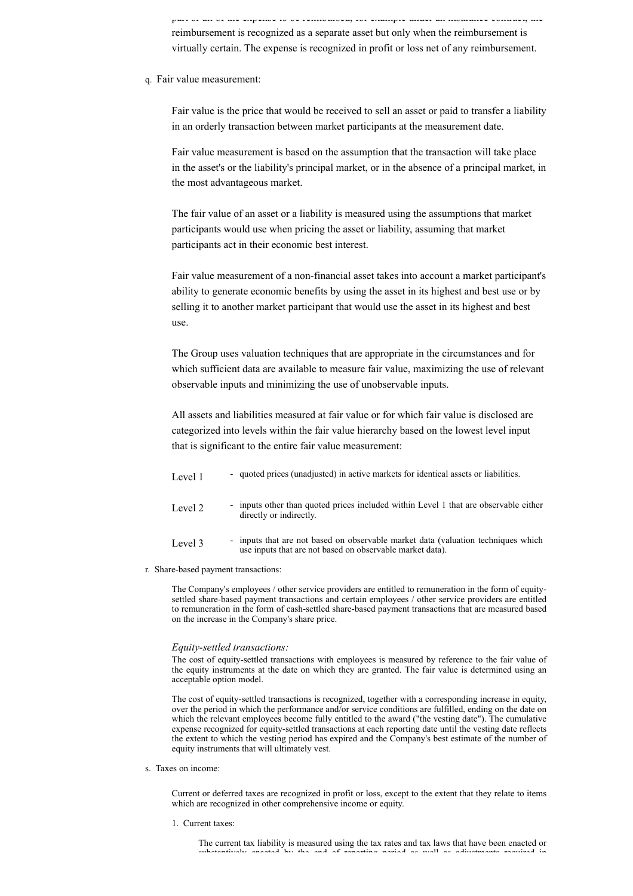part or all of the expense to be reimbursed, for example under an insurance contract, the reimbursement is recognized as a separate asset but only when the reimbursement is virtually certain. The expense is recognized in profit or loss net of any reimbursement.

q. Fair value measurement:

Fair value is the price that would be received to sell an asset or paid to transfer a liability in an orderly transaction between market participants at the measurement date.

Fair value measurement is based on the assumption that the transaction will take place in the asset's or the liability's principal market, or in the absence of a principal market, in the most advantageous market.

The fair value of an asset or a liability is measured using the assumptions that market participants would use when pricing the asset or liability, assuming that market participants act in their economic best interest.

Fair value measurement of a non-financial asset takes into account a market participant's ability to generate economic benefits by using the asset in its highest and best use or by selling it to another market participant that would use the asset in its highest and best use.

The Group uses valuation techniques that are appropriate in the circumstances and for which sufficient data are available to measure fair value, maximizing the use of relevant observable inputs and minimizing the use of unobservable inputs.

All assets and liabilities measured at fair value or for which fair value is disclosed are categorized into levels within the fair value hierarchy based on the lowest level input that is significant to the entire fair value measurement:

| | |
|---|---|
| Level 1 | - quoted prices (unadjusted) in active markets for identical assets or liabilities. |
| Level 2 | - inputs other than quoted prices included within Level 1 that are observable either directly or indirectly. |
| Level 3 | - inputs that are not based on observable market data (valuation techniques which use inputs that are not based on observable market data). |

r. Share-based payment transactions:

The Company's employees / other service providers are entitled to remuneration in the form of equity-settled share-based payment transactions and certain employees / other service providers are entitled to remuneration in the form of cash-settled share-based payment transactions that are measured based on the increase in the Company's share price.

*Equity-settled transactions:*

The cost of equity-settled transactions with employees is measured by reference to the fair value of the equity instruments at the date on which they are granted. The fair value is determined using an acceptable option model.

The cost of equity-settled transactions is recognized, together with a corresponding increase in equity, over the period in which the performance and/or service conditions are fulfilled, ending on the date on which the relevant employees become fully entitled to the award ("the vesting date"). The cumulative expense recognized for equity-settled transactions at each reporting date until the vesting date reflects the extent to which the vesting period has expired and the Company's best estimate of the number of equity instruments that will ultimately vest.

s. Taxes on income:

Current or deferred taxes are recognized in profit or loss, except to the extent that they relate to items which are recognized in other comprehensive income or equity.

1. Current taxes:

The current tax liability is measured using the tax rates and tax laws that have been enacted or substantively enacted by the end of reporting period as well as adjustments required in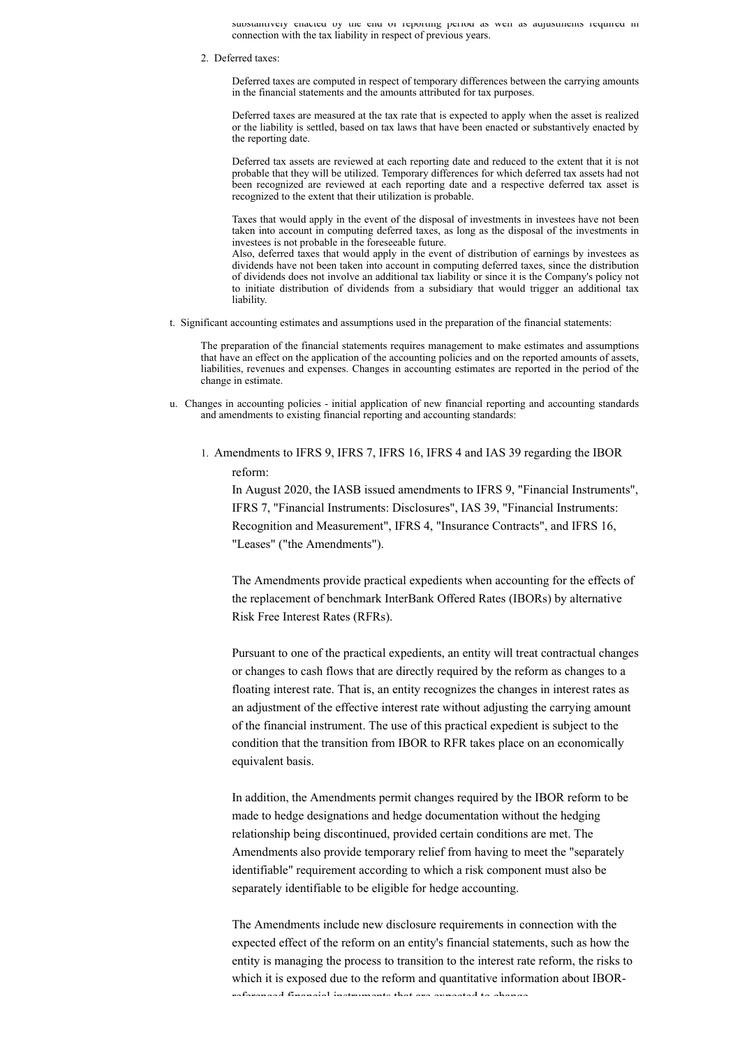substantively enacted by the end of reporting period as well as adjustments required in connection with the tax liability in respect of previous years.

2. Deferred taxes:

   Deferred taxes are computed in respect of temporary differences between the carrying amounts in the financial statements and the amounts attributed for tax purposes.

   Deferred taxes are measured at the tax rate that is expected to apply when the asset is realized or the liability is settled, based on tax laws that have been enacted or substantively enacted by the reporting date.

   Deferred tax assets are reviewed at each reporting date and reduced to the extent that it is not probable that they will be utilized. Temporary differences for which deferred tax assets had not been recognized are reviewed at each reporting date and a respective deferred tax asset is recognized to the extent that their utilization is probable.

   Taxes that would apply in the event of the disposal of investments in investees have not been taken into account in computing deferred taxes, as long as the disposal of the investments in investees is not probable in the foreseeable future.
   Also, deferred taxes that would apply in the event of distribution of earnings by investees as dividends have not been taken into account in computing deferred taxes, since the distribution of dividends does not involve an additional tax liability or since it is the Company's policy not to initiate distribution of dividends from a subsidiary that would trigger an additional tax liability.

t. Significant accounting estimates and assumptions used in the preparation of the financial statements:

   The preparation of the financial statements requires management to make estimates and assumptions that have an effect on the application of the accounting policies and on the reported amounts of assets, liabilities, revenues and expenses. Changes in accounting estimates are reported in the period of the change in estimate.

u. Changes in accounting policies - initial application of new financial reporting and accounting standards and amendments to existing financial reporting and accounting standards:

   1. Amendments to IFRS 9, IFRS 7, IFRS 16, IFRS 4 and IAS 39 regarding the IBOR reform:
      In August 2020, the IASB issued amendments to IFRS 9, "Financial Instruments", IFRS 7, "Financial Instruments: Disclosures", IAS 39, "Financial Instruments: Recognition and Measurement", IFRS 4, "Insurance Contracts", and IFRS 16, "Leases" ("the Amendments").

      The Amendments provide practical expedients when accounting for the effects of the replacement of benchmark InterBank Offered Rates (IBORs) by alternative Risk Free Interest Rates (RFRs).

      Pursuant to one of the practical expedients, an entity will treat contractual changes or changes to cash flows that are directly required by the reform as changes to a floating interest rate. That is, an entity recognizes the changes in interest rates as an adjustment of the effective interest rate without adjusting the carrying amount of the financial instrument. The use of this practical expedient is subject to the condition that the transition from IBOR to RFR takes place on an economically equivalent basis.

      In addition, the Amendments permit changes required by the IBOR reform to be made to hedge designations and hedge documentation without the hedging relationship being discontinued, provided certain conditions are met. The Amendments also provide temporary relief from having to meet the "separately identifiable" requirement according to which a risk component must also be separately identifiable to be eligible for hedge accounting.

      The Amendments include new disclosure requirements in connection with the expected effect of the reform on an entity's financial statements, such as how the entity is managing the process to transition to the interest rate reform, the risks to which it is exposed due to the reform and quantitative information about IBOR-referenced financial instruments that are expected to change.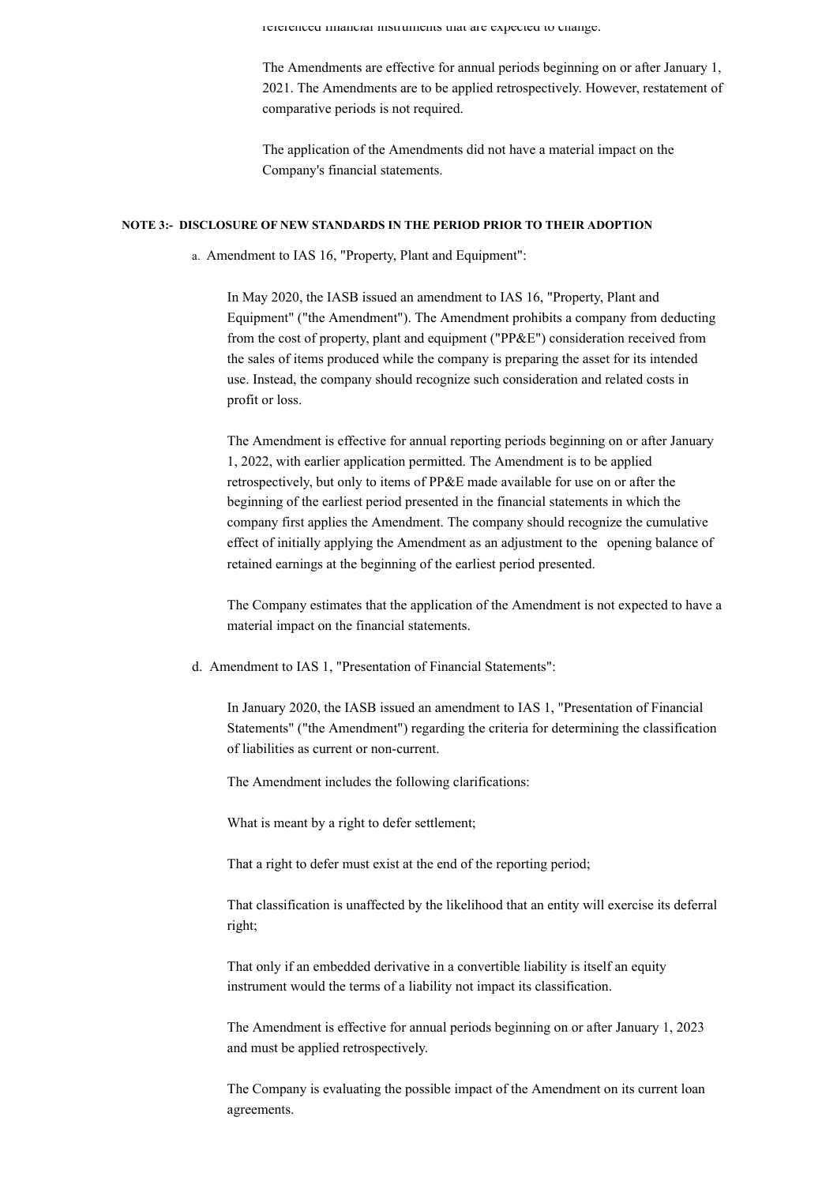referenced financial instruments that are expected to change.

The Amendments are effective for annual periods beginning on or after January 1, 2021. The Amendments are to be applied retrospectively. However, restatement of comparative periods is not required.

The application of the Amendments did not have a material impact on the Company's financial statements.

**NOTE 3:- DISCLOSURE OF NEW STANDARDS IN THE PERIOD PRIOR TO THEIR ADOPTION**

a. Amendment to IAS 16, "Property, Plant and Equipment":

In May 2020, the IASB issued an amendment to IAS 16, "Property, Plant and Equipment" ("the Amendment"). The Amendment prohibits a company from deducting from the cost of property, plant and equipment ("PP&E") consideration received from the sales of items produced while the company is preparing the asset for its intended use. Instead, the company should recognize such consideration and related costs in profit or loss.

The Amendment is effective for annual reporting periods beginning on or after January 1, 2022, with earlier application permitted. The Amendment is to be applied retrospectively, but only to items of PP&E made available for use on or after the beginning of the earliest period presented in the financial statements in which the company first applies the Amendment. The company should recognize the cumulative effect of initially applying the Amendment as an adjustment to the opening balance of retained earnings at the beginning of the earliest period presented.

The Company estimates that the application of the Amendment is not expected to have a material impact on the financial statements.

d. Amendment to IAS 1, "Presentation of Financial Statements":

In January 2020, the IASB issued an amendment to IAS 1, "Presentation of Financial Statements" ("the Amendment") regarding the criteria for determining the classification of liabilities as current or non-current.

The Amendment includes the following clarifications:

What is meant by a right to defer settlement;

That a right to defer must exist at the end of the reporting period;

That classification is unaffected by the likelihood that an entity will exercise its deferral right;

That only if an embedded derivative in a convertible liability is itself an equity instrument would the terms of a liability not impact its classification.

The Amendment is effective for annual periods beginning on or after January 1, 2023 and must be applied retrospectively.

The Company is evaluating the possible impact of the Amendment on its current loan agreements.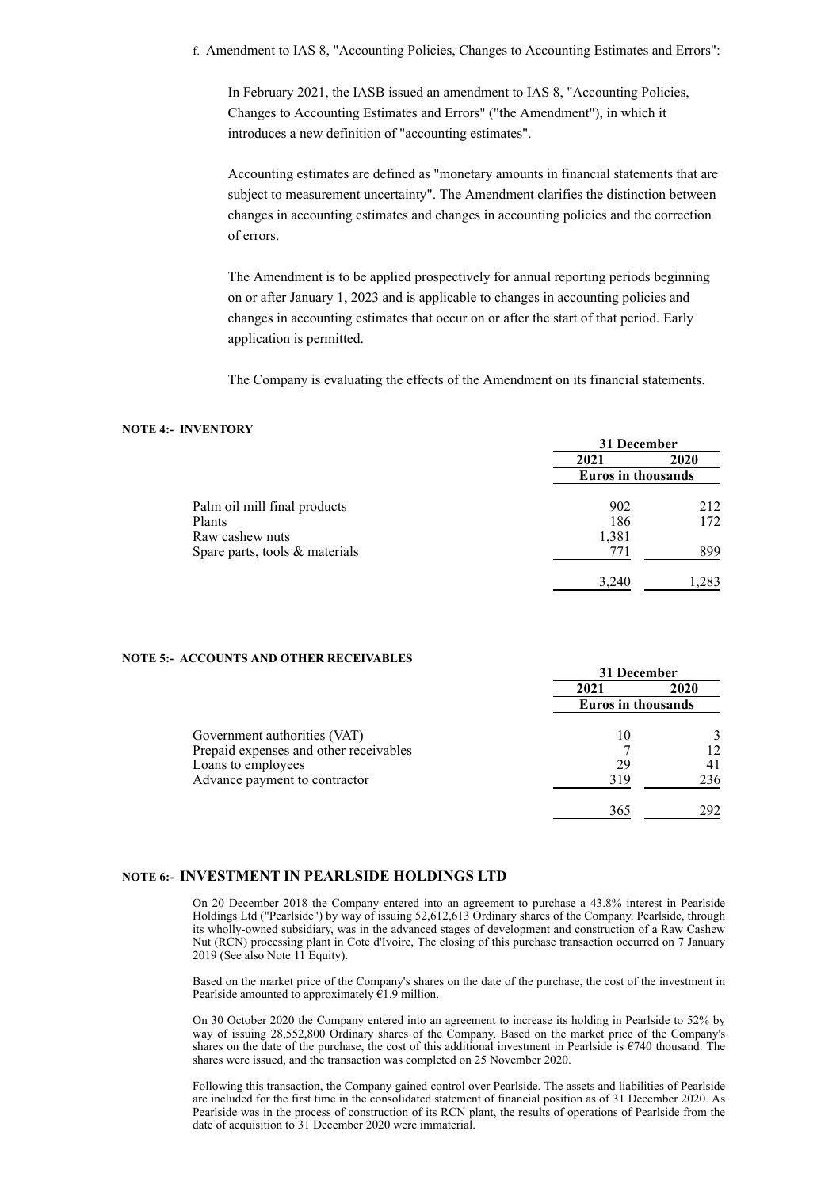f. Amendment to IAS 8, "Accounting Policies, Changes to Accounting Estimates and Errors":

In February 2021, the IASB issued an amendment to IAS 8, "Accounting Policies, Changes to Accounting Estimates and Errors" ("the Amendment"), in which it introduces a new definition of "accounting estimates".

Accounting estimates are defined as "monetary amounts in financial statements that are subject to measurement uncertainty". The Amendment clarifies the distinction between changes in accounting estimates and changes in accounting policies and the correction of errors.

The Amendment is to be applied prospectively for annual reporting periods beginning on or after January 1, 2023 and is applicable to changes in accounting policies and changes in accounting estimates that occur on or after the start of that period. Early application is permitted.

The Company is evaluating the effects of the Amendment on its financial statements.

**NOTE 4:- INVENTORY**

| | 31 December | |
|---|---|---|
| | 2021 | 2020 |
| | Euros in thousands | |
| Palm oil mill final products | 902 | 212 |
| Plants | 186 | 172 |
| Raw cashew nuts | 1,381 | |
| Spare parts, tools & materials | 771 | 899 |
| | 3,240 | 1,283 |

**NOTE 5:- ACCOUNTS AND OTHER RECEIVABLES**

| | 31 December | |
|---|---|---|
| | 2021 | 2020 |
| | Euros in thousands | |
| Government authorities (VAT) | 10 | 3 |
| Prepaid expenses and other receivables | 7 | 12 |
| Loans to employees | 29 | 41 |
| Advance payment to contractor | 319 | 236 |
| | 365 | 292 |

**NOTE 6:- INVESTMENT IN PEARLSIDE HOLDINGS LTD**

On 20 December 2018 the Company entered into an agreement to purchase a 43.8% interest in Pearlside Holdings Ltd ("Pearlside") by way of issuing 52,612,613 Ordinary shares of the Company. Pearlside, through its wholly-owned subsidiary, was in the advanced stages of development and construction of a Raw Cashew Nut (RCN) processing plant in Cote d'Ivoire, The closing of this purchase transaction occurred on 7 January 2019 (See also Note 11 Equity).

Based on the market price of the Company's shares on the date of the purchase, the cost of the investment in Pearlside amounted to approximately €1.9 million.

On 30 October 2020 the Company entered into an agreement to increase its holding in Pearlside to 52% by way of issuing 28,552,800 Ordinary shares of the Company. Based on the market price of the Company's shares on the date of the purchase, the cost of this additional investment in Pearlside is €740 thousand. The shares were issued, and the transaction was completed on 25 November 2020.

Following this transaction, the Company gained control over Pearlside. The assets and liabilities of Pearlside are included for the first time in the consolidated statement of financial position as of 31 December 2020. As Pearlside was in the process of construction of its RCN plant, the results of operations of Pearlside from the date of acquisition to 31 December 2020 were immaterial.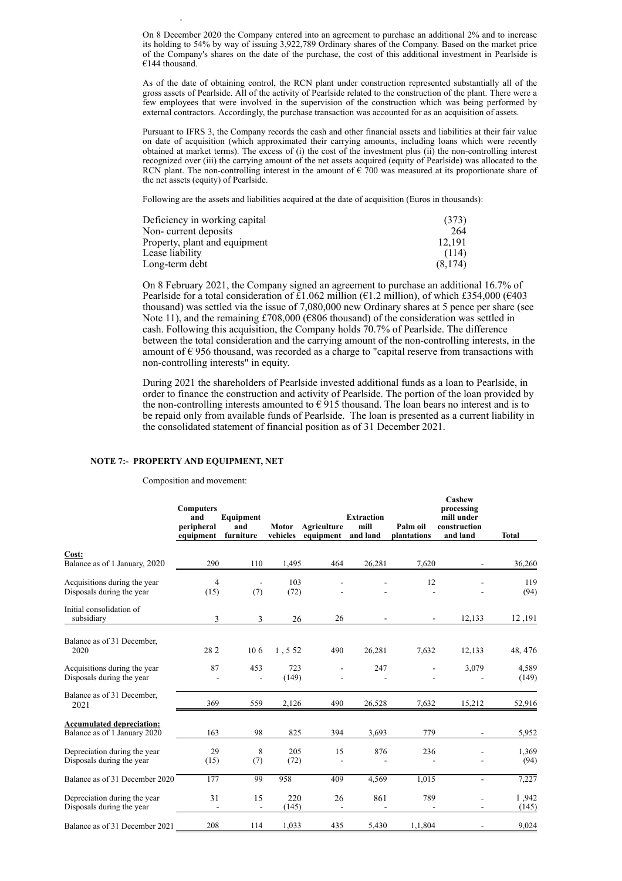On 8 December 2020 the Company entered into an agreement to purchase an additional 2% and to increase its holding to 54% by way of issuing 3,922,789 Ordinary shares of the Company. Based on the market price of the Company's shares on the date of the purchase, the cost of this additional investment in Pearlside is €144 thousand.

As of the date of obtaining control, the RCN plant under construction represented substantially all of the gross assets of Pearlside. All of the activity of Pearlside related to the construction of the plant. There were a few employees that were involved in the supervision of the construction which was being performed by external contractors. Accordingly, the purchase transaction was accounted for as an acquisition of assets.

Pursuant to IFRS 3, the Company records the cash and other financial assets and liabilities at their fair value on date of acquisition (which approximated their carrying amounts, including loans which were recently obtained at market terms). The excess of (i) the cost of the investment plus (ii) the non-controlling interest recognized over (iii) the carrying amount of the net assets acquired (equity of Pearlside) was allocated to the RCN plant. The non-controlling interest in the amount of € 700 was measured at its proportionate share of the net assets (equity) of Pearlside.

Following are the assets and liabilities acquired at the date of acquisition (Euros in thousands):

| | |
|---|---|
| Deficiency in working capital | (373) |
| Non- current deposits | 264 |
| Property, plant and equipment | 12,191 |
| Lease liability | (114) |
| Long-term debt | (8,174) |

On 8 February 2021, the Company signed an agreement to purchase an additional 16.7% of Pearlside for a total consideration of £1.062 million (€1.2 million), of which £354,000 (€403 thousand) was settled via the issue of 7,080,000 new Ordinary shares at 5 pence per share (see Note 11), and the remaining £708,000 (€806 thousand) of the consideration was settled in cash. Following this acquisition, the Company holds 70.7% of Pearlside. The difference between the total consideration and the carrying amount of the non-controlling interests, in the amount of € 956 thousand, was recorded as a charge to "capital reserve from transactions with non-controlling interests" in equity.

During 2021 the shareholders of Pearlside invested additional funds as a loan to Pearlside, in order to finance the construction and activity of Pearlside. The portion of the loan provided by the non-controlling interests amounted to € 915 thousand. The loan bears no interest and is to be repaid only from available funds of Pearlside. The loan is presented as a current liability in the consolidated statement of financial position as of 31 December 2021.

## NOTE 7:- PROPERTY AND EQUIPMENT, NET

Composition and movement:

| | Computers and peripheral equipment | Equipment and furniture | Motor vehicles | Agriculture equipment | Extraction mill and land | Palm oil plantations | Cashew processing mill under construction and land | Total |
|---|---|---|---|---|---|---|---|---|
| **Cost:** | | | | | | | | |
| Balance as of 1 January, 2020 | 290 | 110 | 1,495 | 464 | 26,281 | 7,620 | - | 36,260 |
| Acquisitions during the year | 4 | - | 103 | - | - | 12 | - | 119 |
| Disposals during the year | (15) | (7) | (72) | - | - | - | - | (94) |
| Initial consolidation of subsidiary | 3 | 3 | 26 | 26 | - | - | 12,133 | 12 ,191 |
| Balance as of 31 December, 2020 | 28 2 | 10 6 | 1 , 5 52 | 490 | 26,281 | 7,632 | 12,133 | 48, 476 |
| Acquisitions during the year | 87 | 453 | 723 | - | 247 | - | 3,079 | 4,589 |
| Disposals during the year | - | - | (149) | - | - | - | - | (149) |
| Balance as of 31 December, 2021 | 369 | 559 | 2,126 | 490 | 26,528 | 7,632 | 15,212 | 52,916 |
| **Accumulated depreciation:** | | | | | | | | |
| Balance as of 1 January 2020 | 163 | 98 | 825 | 394 | 3,693 | 779 | - | 5,952 |
| Depreciation during the year | 29 | 8 | 205 | 15 | 876 | 236 | - | 1,369 |
| Disposals during the year | (15) | (7) | (72) | - | - | - | - | (94) |
| Balance as of 31 December 2020 | 177 | 99 | 958 | 409 | 4,569 | 1,015 | - | 7,227 |
| Depreciation during the year | 31 | 15 | 220 | 26 | 861 | 789 | - | 1 ,942 |
| Disposals during the year | - | - | (145) | - | - | - | - | (145) |
| Balance as of 31 December 2021 | 208 | 114 | 1,033 | 435 | 5,430 | 1,1,804 | - | 9,024 |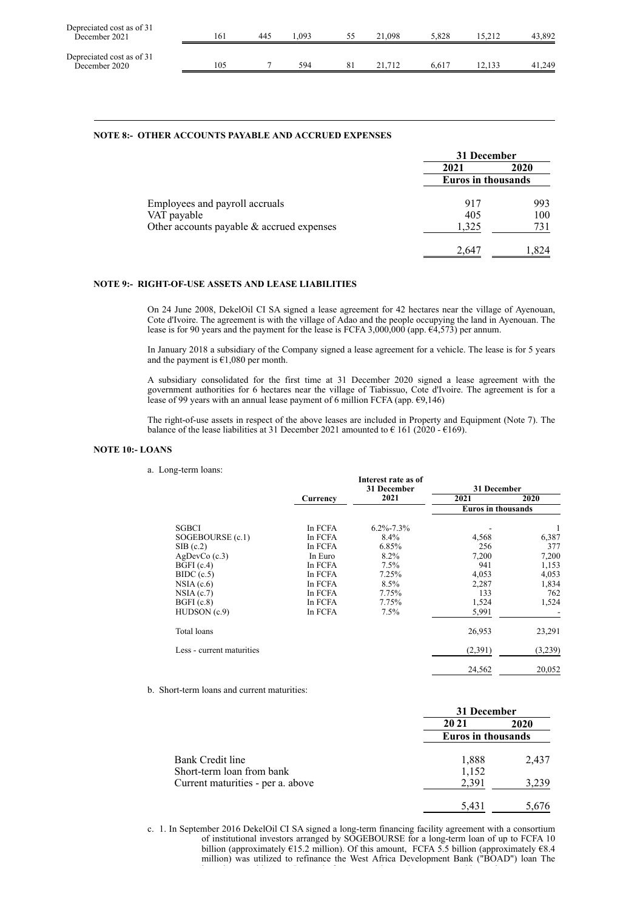| | | | | | | | | |
|---|---|---|---|---|---|---|---|---|
| Depreciated cost as of 31 December 2021 | 161 | 445 | 1,093 | 55 | 21,098 | 5,828 | 15,212 | 43,892 |
| Depreciated cost as of 31 December 2020 | 105 | 7 | 594 | 81 | 21,712 | 6,617 | 12,133 | 41,249 |

**NOTE 8:- OTHER ACCOUNTS PAYABLE AND ACCRUED EXPENSES**

| | 31 December | |
|---|---|---|
| | 2021 | 2020 |
| | Euros in thousands | |
| Employees and payroll accruals | 917 | 993 |
| VAT payable | 405 | 100 |
| Other accounts payable & accrued expenses | 1,325 | 731 |
| | 2,647 | 1,824 |

**NOTE 9:- RIGHT-OF-USE ASSETS AND LEASE LIABILITIES**

On 24 June 2008, DekelOil CI SA signed a lease agreement for 42 hectares near the village of Ayenouan, Cote d'Ivoire. The agreement is with the village of Adao and the people occupying the land in Ayenouan. The lease is for 90 years and the payment for the lease is FCFA 3,000,000 (app. €4,573) per annum.

In January 2018 a subsidiary of the Company signed a lease agreement for a vehicle. The lease is for 5 years and the payment is €1,080 per month.

A subsidiary consolidated for the first time at 31 December 2020 signed a lease agreement with the government authorities for 6 hectares near the village of Tiabissuo, Cote d'Ivoire. The agreement is for a lease of 99 years with an annual lease payment of 6 million FCFA (app. €9,146)

The right-of-use assets in respect of the above leases are included in Property and Equipment (Note 7). The balance of the lease liabilities at 31 December 2021 amounted to € 161 (2020 - €169).

**NOTE 10:- LOANS**

a. Long-term loans:

| | Currency | Interest rate as of 31 December 2021 | 31 December 2021 | 2020 |
|---|---|---|---|---|
| | | | Euros in thousands | |
| SGBCI | In FCFA | 6.2%-7.3% | - | 1 |
| SOGEBOURSE (c.1) | In FCFA | 8.4% | 4,568 | 6,387 |
| SIB (c.2) | In FCFA | 6.85% | 256 | 377 |
| AgDevCo (c.3) | In Euro | 8.2% | 7,200 | 7,200 |
| BGFI (c.4) | In FCFA | 7.5% | 941 | 1,153 |
| BIDC (c.5) | In FCFA | 7.25% | 4,053 | 4,053 |
| NSIA (c.6) | In FCFA | 8.5% | 2,287 | 1,834 |
| NSIA (c.7) | In FCFA | 7.75% | 133 | 762 |
| BGFI (c.8) | In FCFA | 7.75% | 1,524 | 1,524 |
| HUDSON (c.9) | In FCFA | 7.5% | 5,991 | - |
| Total loans | | | 26,953 | 23,291 |
| Less - current maturities | | | (2,391) | (3,239) |
| | | | 24,562 | 20,052 |

b. Short-term loans and current maturities:

| | 31 December | |
|---|---|---|
| | 2021 | 2020 |
| | Euros in thousands | |
| Bank Credit line | 1,888 | 2,437 |
| Short-term loan from bank | 1,152 | |
| Current maturities - per a. above | 2,391 | 3,239 |
| | 5,431 | 5,676 |

c. 1. In September 2016 DekelOil CI SA signed a long-term financing facility agreement with a consortium of institutional investors arranged by SOGEBOURSE for a long-term loan of up to FCFA 10 billion (approximately €15.2 million). Of this amount, FCFA 5.5 billion (approximately €8.4 million) was utilized to refinance the West Africa Development Bank ("BOAD") loan The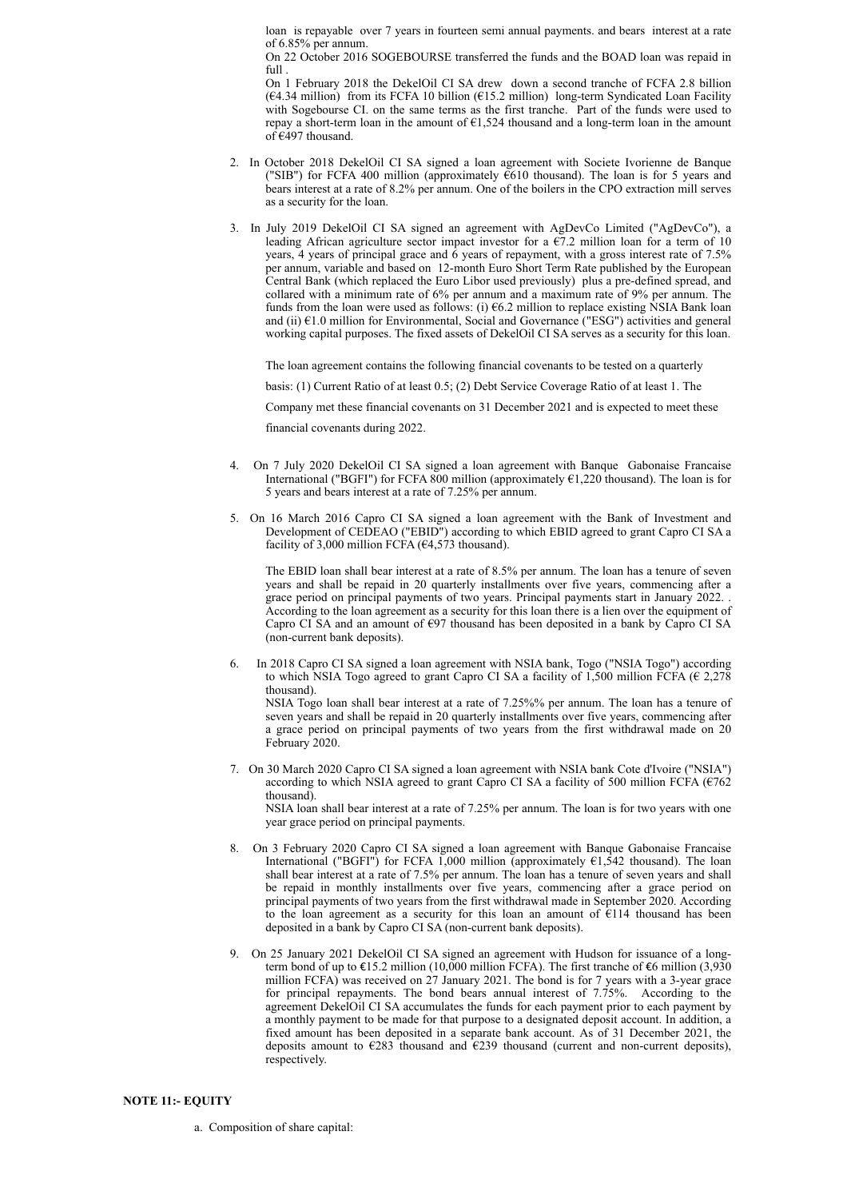loan is repayable over 7 years in fourteen semi annual payments. and bears interest at a rate of 6.85% per annum.

On 22 October 2016 SOGEBOURSE transferred the funds and the BOAD loan was repaid in full .

On 1 February 2018 the DekelOil CI SA drew down a second tranche of FCFA 2.8 billion (€4.34 million) from its FCFA 10 billion (€15.2 million) long-term Syndicated Loan Facility with Sogebourse CI. on the same terms as the first tranche. Part of the funds were used to repay a short-term loan in the amount of €1,524 thousand and a long-term loan in the amount of €497 thousand.

2. In October 2018 DekelOil CI SA signed a loan agreement with Societe Ivorienne de Banque ("SIB") for FCFA 400 million (approximately €610 thousand). The loan is for 5 years and bears interest at a rate of 8.2% per annum. One of the boilers in the CPO extraction mill serves as a security for the loan.

3. In July 2019 DekelOil CI SA signed an agreement with AgDevCo Limited ("AgDevCo"), a leading African agriculture sector impact investor for a €7.2 million loan for a term of 10 years, 4 years of principal grace and 6 years of repayment, with a gross interest rate of 7.5% per annum, variable and based on 12-month Euro Short Term Rate published by the European Central Bank (which replaced the Euro Libor used previously) plus a pre-defined spread, and collared with a minimum rate of 6% per annum and a maximum rate of 9% per annum. The funds from the loan were used as follows: (i) €6.2 million to replace existing NSIA Bank loan and (ii) €1.0 million for Environmental, Social and Governance ("ESG") activities and general working capital purposes. The fixed assets of DekelOil CI SA serves as a security for this loan.

   The loan agreement contains the following financial covenants to be tested on a quarterly basis: (1) Current Ratio of at least 0.5; (2) Debt Service Coverage Ratio of at least 1. The Company met these financial covenants on 31 December 2021 and is expected to meet these financial covenants during 2022.

4. On 7 July 2020 DekelOil CI SA signed a loan agreement with Banque Gabonaise Francaise International ("BGFI") for FCFA 800 million (approximately €1,220 thousand). The loan is for 5 years and bears interest at a rate of 7.25% per annum.

5. On 16 March 2016 Capro CI SA signed a loan agreement with the Bank of Investment and Development of CEDEAO ("EBID") according to which EBID agreed to grant Capro CI SA a facility of 3,000 million FCFA (€4,573 thousand).

   The EBID loan shall bear interest at a rate of 8.5% per annum. The loan has a tenure of seven years and shall be repaid in 20 quarterly installments over five years, commencing after a grace period on principal payments of two years. Principal payments start in January 2022. . According to the loan agreement as a security for this loan there is a lien over the equipment of Capro CI SA and an amount of €97 thousand has been deposited in a bank by Capro CI SA (non-current bank deposits).

6. In 2018 Capro CI SA signed a loan agreement with NSIA bank, Togo ("NSIA Togo") according to which NSIA Togo agreed to grant Capro CI SA a facility of 1,500 million FCFA (€ 2,278 thousand).
   NSIA Togo loan shall bear interest at a rate of 7.25%% per annum. The loan has a tenure of seven years and shall be repaid in 20 quarterly installments over five years, commencing after a grace period on principal payments of two years from the first withdrawal made on 20 February 2020.

7. On 30 March 2020 Capro CI SA signed a loan agreement with NSIA bank Cote d'Ivoire ("NSIA") according to which NSIA agreed to grant Capro CI SA a facility of 500 million FCFA (€762 thousand).
   NSIA loan shall bear interest at a rate of 7.25% per annum. The loan is for two years with one year grace period on principal payments.

8. On 3 February 2020 Capro CI SA signed a loan agreement with Banque Gabonaise Francaise International ("BGFI") for FCFA 1,000 million (approximately €1,542 thousand). The loan shall bear interest at a rate of 7.5% per annum. The loan has a tenure of seven years and shall be repaid in monthly installments over five years, commencing after a grace period on principal payments of two years from the first withdrawal made in September 2020. According to the loan agreement as a security for this loan an amount of €114 thousand has been deposited in a bank by Capro CI SA (non-current bank deposits).

9. On 25 January 2021 DekelOil CI SA signed an agreement with Hudson for issuance of a long-term bond of up to €15.2 million (10,000 million FCFA). The first tranche of €6 million (3,930 million FCFA) was received on 27 January 2021. The bond is for 7 years with a 3-year grace for principal repayments. The bond bears annual interest of 7.75%. According to the agreement DekelOil CI SA accumulates the funds for each payment prior to each payment by a monthly payment to be made for that purpose to a designated deposit account. In addition, a fixed amount has been deposited in a separate bank account. As of 31 December 2021, the deposits amount to €283 thousand and €239 thousand (current and non-current deposits), respectively.

**NOTE 11:- EQUITY**

a. Composition of share capital: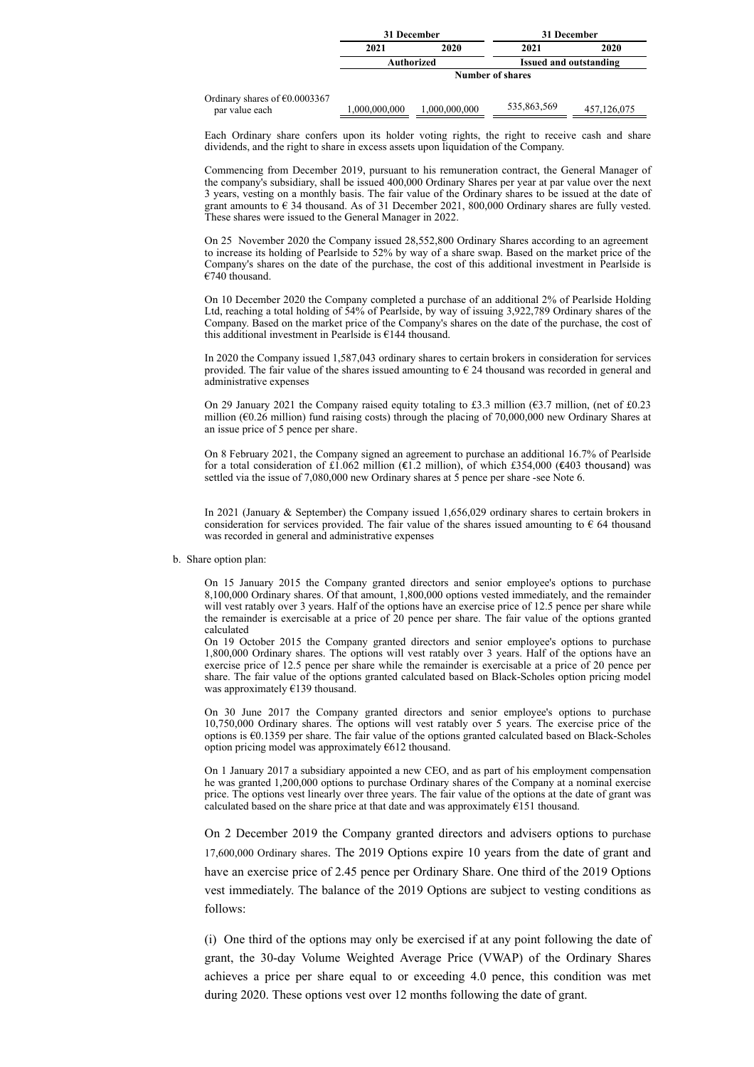| | 31 December | | 31 December | |
|---|---|---|---|---|
| | 2021 | 2020 | 2021 | 2020 |
| | Authorized | | Issued and outstanding | |
| | Number of shares | | | |
| Ordinary shares of €0.0003367 par value each | 1,000,000,000 | 1,000,000,000 | 535,863,569 | 457,126,075 |

Each Ordinary share confers upon its holder voting rights, the right to receive cash and share dividends, and the right to share in excess assets upon liquidation of the Company.

Commencing from December 2019, pursuant to his remuneration contract, the General Manager of the company's subsidiary, shall be issued 400,000 Ordinary Shares per year at par value over the next 3 years, vesting on a monthly basis. The fair value of the Ordinary shares to be issued at the date of grant amounts to € 34 thousand. As of 31 December 2021, 800,000 Ordinary shares are fully vested. These shares were issued to the General Manager in 2022.

On 25 November 2020 the Company issued 28,552,800 Ordinary Shares according to an agreement to increase its holding of Pearlside to 52% by way of a share swap. Based on the market price of the Company's shares on the date of the purchase, the cost of this additional investment in Pearlside is €740 thousand.

On 10 December 2020 the Company completed a purchase of an additional 2% of Pearlside Holding Ltd, reaching a total holding of 54% of Pearlside, by way of issuing 3,922,789 Ordinary shares of the Company. Based on the market price of the Company's shares on the date of the purchase, the cost of this additional investment in Pearlside is €144 thousand.

In 2020 the Company issued 1,587,043 ordinary shares to certain brokers in consideration for services provided. The fair value of the shares issued amounting to € 24 thousand was recorded in general and administrative expenses

On 29 January 2021 the Company raised equity totaling to £3.3 million (€3.7 million, (net of £0.23 million (€0.26 million) fund raising costs) through the placing of 70,000,000 new Ordinary Shares at an issue price of 5 pence per share.

On 8 February 2021, the Company signed an agreement to purchase an additional 16.7% of Pearlside for a total consideration of £1.062 million (€1.2 million), of which £354,000 (€403 thousand) was settled via the issue of 7,080,000 new Ordinary shares at 5 pence per share -see Note 6.

In 2021 (January & September) the Company issued 1,656,029 ordinary shares to certain brokers in consideration for services provided. The fair value of the shares issued amounting to € 64 thousand was recorded in general and administrative expenses

b. Share option plan:

On 15 January 2015 the Company granted directors and senior employee's options to purchase 8,100,000 Ordinary shares. Of that amount, 1,800,000 options vested immediately, and the remainder will vest ratably over 3 years. Half of the options have an exercise price of 12.5 pence per share while the remainder is exercisable at a price of 20 pence per share. The fair value of the options granted calculated

On 19 October 2015 the Company granted directors and senior employee's options to purchase 1,800,000 Ordinary shares. The options will vest ratably over 3 years. Half of the options have an exercise price of 12.5 pence per share while the remainder is exercisable at a price of 20 pence per share. The fair value of the options granted calculated based on Black-Scholes option pricing model was approximately €139 thousand.

On 30 June 2017 the Company granted directors and senior employee's options to purchase 10,750,000 Ordinary shares. The options will vest ratably over 5 years. The exercise price of the options is €0.1359 per share. The fair value of the options granted calculated based on Black-Scholes option pricing model was approximately €612 thousand.

On 1 January 2017 a subsidiary appointed a new CEO, and as part of his employment compensation he was granted 1,200,000 options to purchase Ordinary shares of the Company at a nominal exercise price. The options vest linearly over three years. The fair value of the options at the date of grant was calculated based on the share price at that date and was approximately €151 thousand.

On 2 December 2019 the Company granted directors and advisers options to purchase 17,600,000 Ordinary shares. The 2019 Options expire 10 years from the date of grant and have an exercise price of 2.45 pence per Ordinary Share. One third of the 2019 Options vest immediately. The balance of the 2019 Options are subject to vesting conditions as follows:

(i) One third of the options may only be exercised if at any point following the date of grant, the 30-day Volume Weighted Average Price (VWAP) of the Ordinary Shares achieves a price per share equal to or exceeding 4.0 pence, this condition was met during 2020. These options vest over 12 months following the date of grant.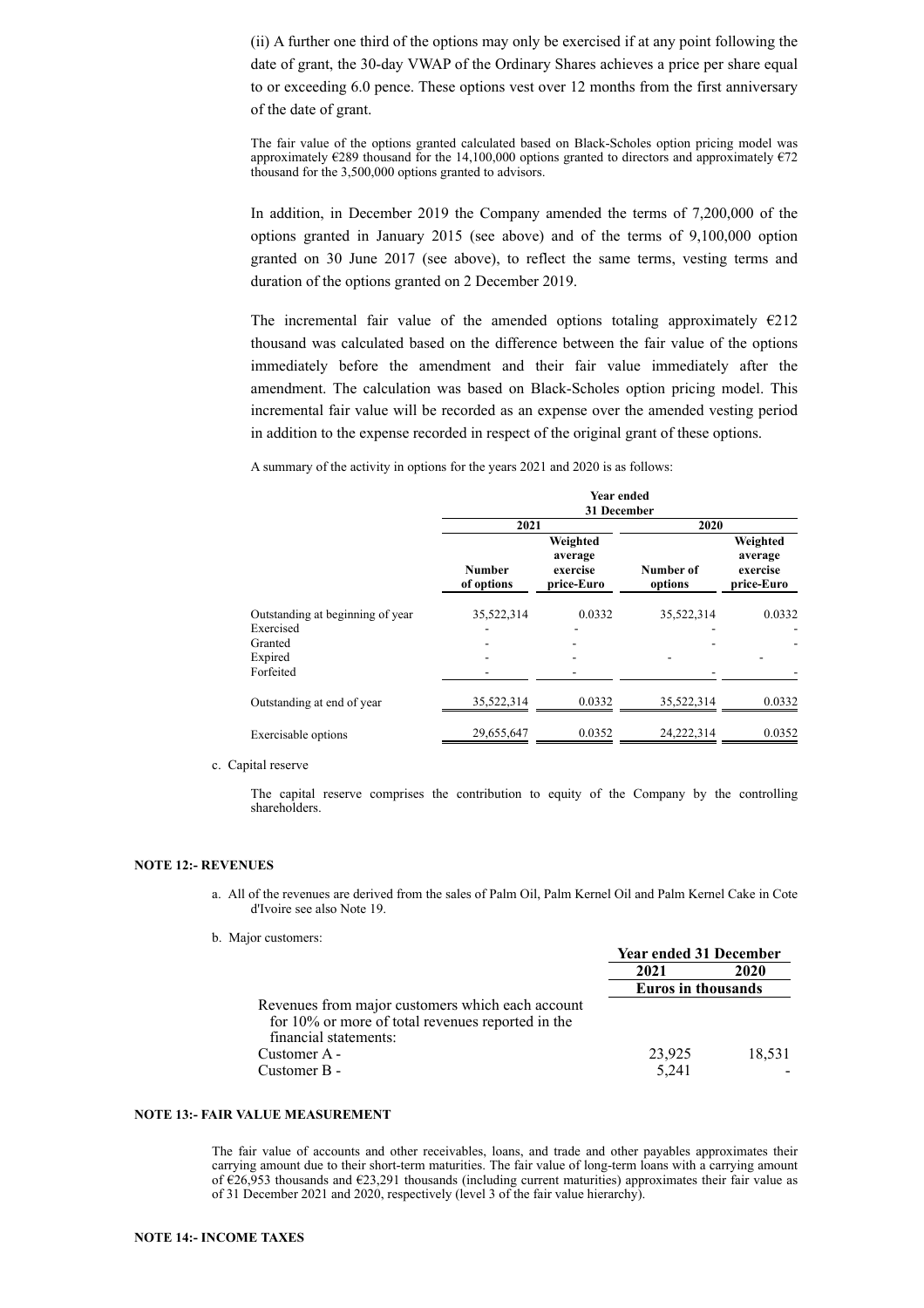(ii) A further one third of the options may only be exercised if at any point following the date of grant, the 30-day VWAP of the Ordinary Shares achieves a price per share equal to or exceeding 6.0 pence. These options vest over 12 months from the first anniversary of the date of grant.

The fair value of the options granted calculated based on Black-Scholes option pricing model was approximately €289 thousand for the 14,100,000 options granted to directors and approximately €72 thousand for the 3,500,000 options granted to advisors.

In addition, in December 2019 the Company amended the terms of 7,200,000 of the options granted in January 2015 (see above) and of the terms of 9,100,000 option granted on 30 June 2017 (see above), to reflect the same terms, vesting terms and duration of the options granted on 2 December 2019.

The incremental fair value of the amended options totaling approximately €212 thousand was calculated based on the difference between the fair value of the options immediately before the amendment and their fair value immediately after the amendment. The calculation was based on Black-Scholes option pricing model. This incremental fair value will be recorded as an expense over the amended vesting period in addition to the expense recorded in respect of the original grant of these options.

A summary of the activity in options for the years 2021 and 2020 is as follows:

| | Year ended 31 December | | | |
|---|---|---|---|---|
| | 2021 | | 2020 | |
| | Number of options | Weighted average exercise price-Euro | Number of options | Weighted average exercise price-Euro |
| Outstanding at beginning of year | 35,522,314 | 0.0332 | 35,522,314 | 0.0332 |
| Exercised | - | - | - | - |
| Granted | - | - | - | - |
| Expired | - | - | - | - |
| Forfeited | - | - | - | - |
| Outstanding at end of year | 35,522,314 | 0.0332 | 35,522,314 | 0.0332 |
| Exercisable options | 29,655,647 | 0.0352 | 24,222,314 | 0.0352 |

c. Capital reserve

The capital reserve comprises the contribution to equity of the Company by the controlling shareholders.

## NOTE 12:- REVENUES

a. All of the revenues are derived from the sales of Palm Oil, Palm Kernel Oil and Palm Kernel Cake in Cote d'Ivoire see also Note 19.

b. Major customers:

| | Year ended 31 December | |
|---|---|---|
| | 2021 | 2020 |
| | Euros in thousands | |
| Revenues from major customers which each account for 10% or more of total revenues reported in the financial statements: | | |
| Customer A - | 23,925 | 18,531 |
| Customer B - | 5,241 | - |

## NOTE 13:- FAIR VALUE MEASUREMENT

The fair value of accounts and other receivables, loans, and trade and other payables approximates their carrying amount due to their short-term maturities. The fair value of long-term loans with a carrying amount of €26,953 thousands and €23,291 thousands (including current maturities) approximates their fair value as of 31 December 2021 and 2020, respectively (level 3 of the fair value hierarchy).

## NOTE 14:- INCOME TAXES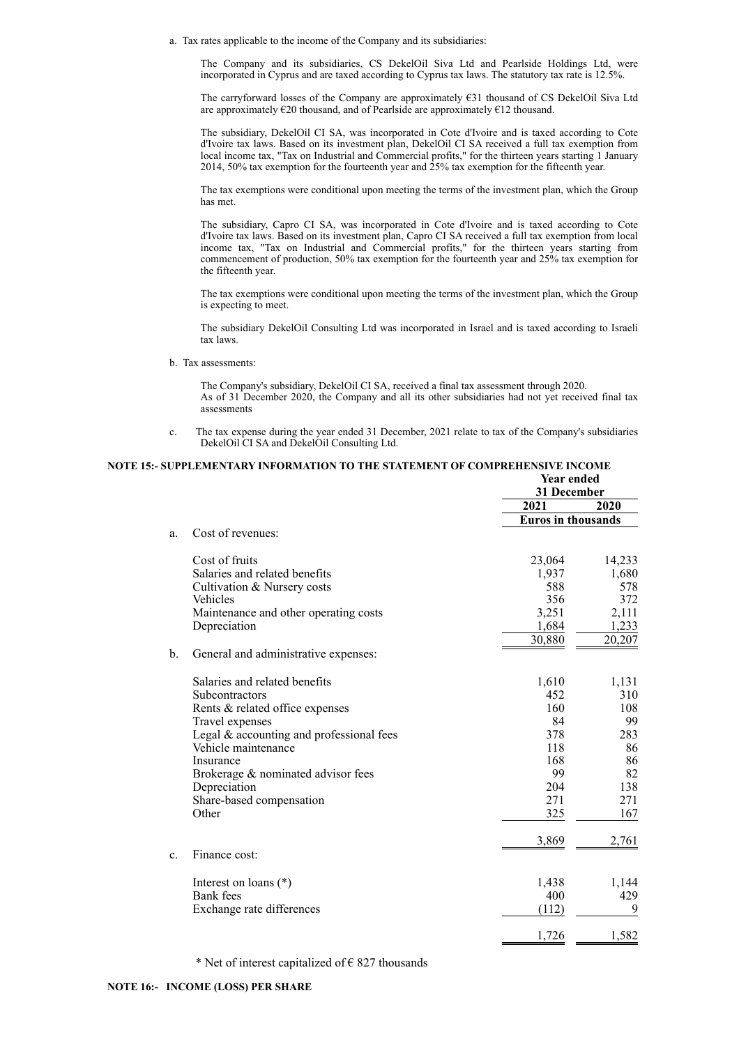a. Tax rates applicable to the income of the Company and its subsidiaries:

The Company and its subsidiaries, CS DekelOil Siva Ltd and Pearlside Holdings Ltd, were incorporated in Cyprus and are taxed according to Cyprus tax laws. The statutory tax rate is 12.5%.

The carryforward losses of the Company are approximately €31 thousand of CS DekelOil Siva Ltd are approximately €20 thousand, and of Pearlside are approximately €12 thousand.

The subsidiary, DekelOil CI SA, was incorporated in Cote d'Ivoire and is taxed according to Cote d'Ivoire tax laws. Based on its investment plan, DekelOil CI SA received a full tax exemption from local income tax, "Tax on Industrial and Commercial profits," for the thirteen years starting 1 January 2014, 50% tax exemption for the fourteenth year and 25% tax exemption for the fifteenth year.

The tax exemptions were conditional upon meeting the terms of the investment plan, which the Group has met.

The subsidiary, Capro CI SA, was incorporated in Cote d'Ivoire and is taxed according to Cote d'Ivoire tax laws. Based on its investment plan, Capro CI SA received a full tax exemption from local income tax, "Tax on Industrial and Commercial profits," for the thirteen years starting from commencement of production, 50% tax exemption for the fourteenth year and 25% tax exemption for the fifteenth year.

The tax exemptions were conditional upon meeting the terms of the investment plan, which the Group is expecting to meet.

The subsidiary DekelOil Consulting Ltd was incorporated in Israel and is taxed according to Israeli tax laws.

b. Tax assessments:

The Company's subsidiary, DekelOil CI SA, received a final tax assessment through 2020.
As of 31 December 2020, the Company and all its other subsidiaries had not yet received final tax assessments

c. The tax expense during the year ended 31 December, 2021 relate to tax of the Company's subsidiaries DekelOil CI SA and DekelOil Consulting Ltd.

**NOTE 15:- SUPPLEMENTARY INFORMATION TO THE STATEMENT OF COMPREHENSIVE INCOME**

| | | Year ended 31 December | |
|---|---|---|---|
| | | 2021 | 2020 |
| | | Euros in thousands | |
| a. | Cost of revenues: | | |
| | Cost of fruits | 23,064 | 14,233 |
| | Salaries and related benefits | 1,937 | 1,680 |
| | Cultivation & Nursery costs | 588 | 578 |
| | Vehicles | 356 | 372 |
| | Maintenance and other operating costs | 3,251 | 2,111 |
| | Depreciation | 1,684 | 1,233 |
| | | 30,880 | 20,207 |
| b. | General and administrative expenses: | | |
| | Salaries and related benefits | 1,610 | 1,131 |
| | Subcontractors | 452 | 310 |
| | Rents & related office expenses | 160 | 108 |
| | Travel expenses | 84 | 99 |
| | Legal & accounting and professional fees | 378 | 283 |
| | Vehicle maintenance | 118 | 86 |
| | Insurance | 168 | 86 |
| | Brokerage & nominated advisor fees | 99 | 82 |
| | Depreciation | 204 | 138 |
| | Share-based compensation | 271 | 271 |
| | Other | 325 | 167 |
| | | 3,869 | 2,761 |
| c. | Finance cost: | | |
| | Interest on loans (*) | 1,438 | 1,144 |
| | Bank fees | 400 | 429 |
| | Exchange rate differences | (112) | 9 |
| | | 1,726 | 1,582 |

\* Net of interest capitalized of € 827 thousands

**NOTE 16:- INCOME (LOSS) PER SHARE**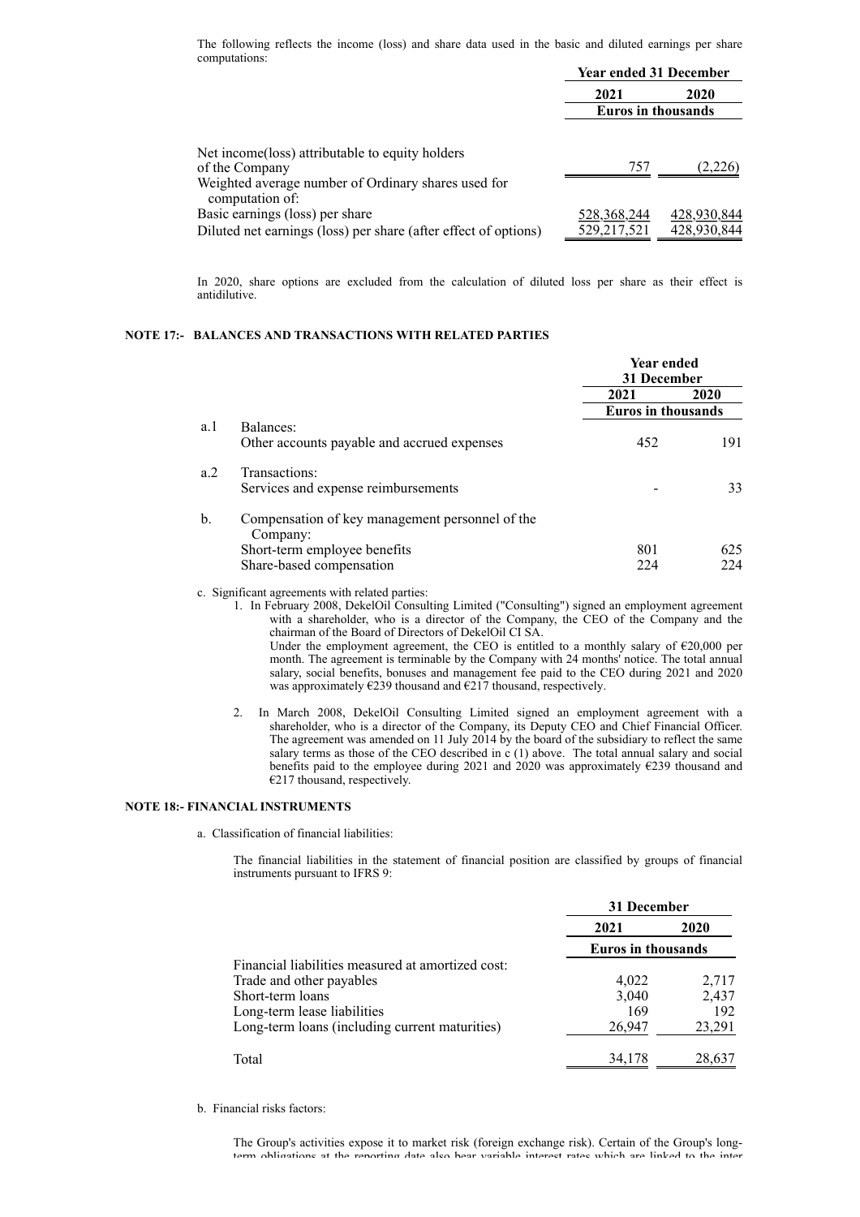The following reflects the income (loss) and share data used in the basic and diluted earnings per share computations:

| | Year ended 31 December | |
|---|---|---|
| | 2021 | 2020 |
| | Euros in thousands | |
| Net income(loss) attributable to equity holders of the Company | 757 | (2,226) |
| Weighted average number of Ordinary shares used for computation of: | | |
| Basic earnings (loss) per share | 528,368,244 | 428,930,844 |
| Diluted net earnings (loss) per share (after effect of options) | 529,217,521 | 428,930,844 |

In 2020, share options are excluded from the calculation of diluted loss per share as their effect is antidilutive.

### NOTE 17:- BALANCES AND TRANSACTIONS WITH RELATED PARTIES

| | | Year ended 31 December | |
|---|---|---|---|
| | | 2021 | 2020 |
| | | Euros in thousands | |
| a.1 | Balances: | | |
| | Other accounts payable and accrued expenses | 452 | 191 |
| a.2 | Transactions: | | |
| | Services and expense reimbursements | - | 33 |
| b. | Compensation of key management personnel of the Company: | | |
| | Short-term employee benefits | 801 | 625 |
| | Share-based compensation | 224 | 224 |

c. Significant agreements with related parties:

1. In February 2008, DekelOil Consulting Limited ("Consulting") signed an employment agreement with a shareholder, who is a director of the Company, the CEO of the Company and the chairman of the Board of Directors of DekelOil CI SA.

   Under the employment agreement, the CEO is entitled to a monthly salary of €20,000 per month. The agreement is terminable by the Company with 24 months' notice. The total annual salary, social benefits, bonuses and management fee paid to the CEO during 2021 and 2020 was approximately €239 thousand and €217 thousand, respectively.

2. In March 2008, DekelOil Consulting Limited signed an employment agreement with a shareholder, who is a director of the Company, its Deputy CEO and Chief Financial Officer. The agreement was amended on 11 July 2014 by the board of the subsidiary to reflect the same salary terms as those of the CEO described in c (1) above. The total annual salary and social benefits paid to the employee during 2021 and 2020 was approximately €239 thousand and €217 thousand, respectively.

### NOTE 18:- FINANCIAL INSTRUMENTS

a. Classification of financial liabilities:

The financial liabilities in the statement of financial position are classified by groups of financial instruments pursuant to IFRS 9:

| | 31 December | |
|---|---|---|
| | 2021 | 2020 |
| | Euros in thousands | |
| Financial liabilities measured at amortized cost: | | |
| Trade and other payables | 4,022 | 2,717 |
| Short-term loans | 3,040 | 2,437 |
| Long-term lease liabilities | 169 | 192 |
| Long-term loans (including current maturities) | 26,947 | 23,291 |
| Total | 34,178 | 28,637 |

b. Financial risks factors:

The Group's activities expose it to market risk (foreign exchange risk). Certain of the Group's long-term obligations at the reporting date also bear variable interest rates which are linked to the inter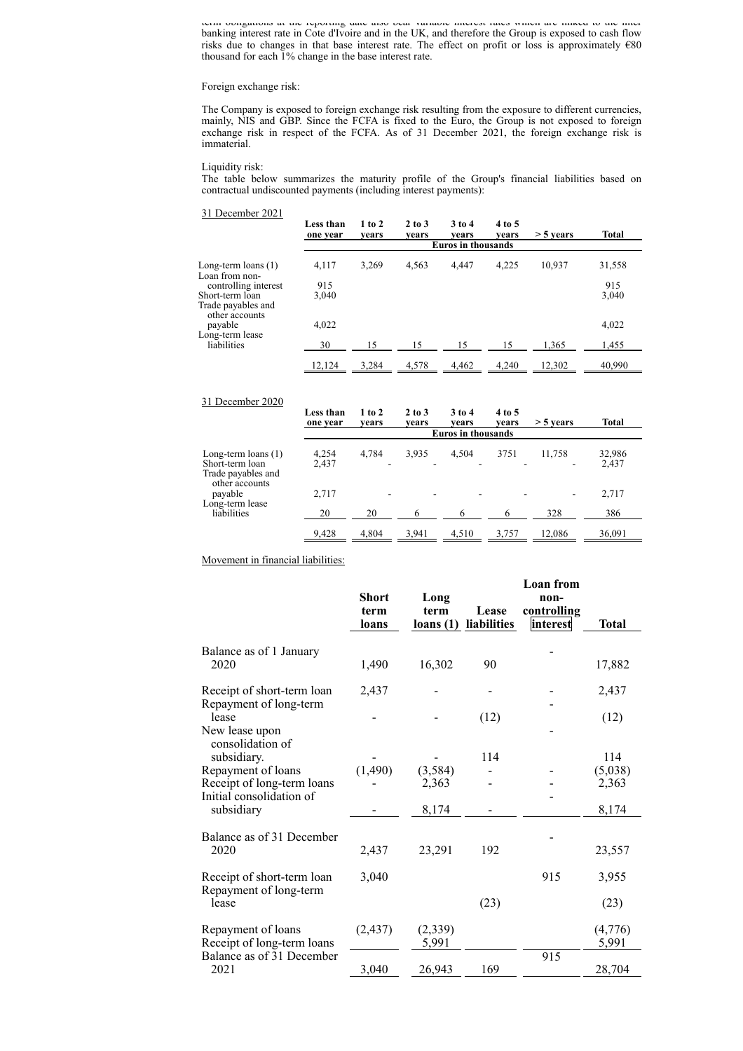term obligations at the reporting date also bear variable interest rates which are linked to the inter banking interest rate in Cote d'Ivoire and in the UK, and therefore the Group is exposed to cash flow risks due to changes in that base interest rate. The effect on profit or loss is approximately €80 thousand for each 1% change in the base interest rate.

Foreign exchange risk:

The Company is exposed to foreign exchange risk resulting from the exposure to different currencies, mainly, NIS and GBP. Since the FCFA is fixed to the Euro, the Group is not exposed to foreign exchange risk in respect of the FCFA. As of 31 December 2021, the foreign exchange risk is immaterial.

Liquidity risk:

The table below summarizes the maturity profile of the Group's financial liabilities based on contractual undiscounted payments (including interest payments):

31 December 2021

| | Less than one year | 1 to 2 years | 2 to 3 years | 3 to 4 years | 4 to 5 years | > 5 years | Total |
|---|---|---|---|---|---|---|---|
| | Euros in thousands | | | | | | |
| Long-term loans (1) | 4,117 | 3,269 | 4,563 | 4,447 | 4,225 | 10,937 | 31,558 |
| Loan from non-controlling interest | 915 | | | | | | 915 |
| Short-term loan | 3,040 | | | | | | 3,040 |
| Trade payables and other accounts payable | 4,022 | | | | | | 4,022 |
| Long-term lease liabilities | 30 | 15 | 15 | 15 | 15 | 1,365 | 1,455 |
| | 12,124 | 3,284 | 4,578 | 4,462 | 4,240 | 12,302 | 40,990 |

31 December 2020

| | Less than one year | 1 to 2 years | 2 to 3 years | 3 to 4 years | 4 to 5 years | > 5 years | Total |
|---|---|---|---|---|---|---|---|
| | Euros in thousands | | | | | | |
| Long-term loans (1) | 4,254 | 4,784 | 3,935 | 4,504 | 3751 | 11,758 | 32,986 |
| Short-term loan | 2,437 | - | - | - | - | - | 2,437 |
| Trade payables and other accounts payable | 2,717 | - | - | - | - | - | 2,717 |
| Long-term lease liabilities | 20 | 20 | 6 | 6 | 6 | 328 | 386 |
| | 9,428 | 4,804 | 3,941 | 4,510 | 3,757 | 12,086 | 36,091 |

Movement in financial liabilities:

| | Short term loans | Long term loans (1) | Lease liabilities | Loan from non-controlling interest | Total |
|---|---|---|---|---|---|
| Balance as of 1 January 2020 | 1,490 | 16,302 | 90 | - | 17,882 |
| Receipt of short-term loan | 2,437 | - | - | - | 2,437 |
| Repayment of long-term lease | - | - | (12) | - | (12) |
| New lease upon consolidation of subsidiary. | - | - | 114 | - | 114 |
| Repayment of loans | (1,490) | (3,584) | - | - | (5,038) |
| Receipt of long-term loans | - | 2,363 | - | - | 2,363 |
| Initial consolidation of subsidiary | - | 8,174 | - | - | 8,174 |
| Balance as of 31 December 2020 | 2,437 | 23,291 | 192 | - | 23,557 |
| Receipt of short-term loan | 3,040 | | | 915 | 3,955 |
| Repayment of long-term lease | | | (23) | | (23) |
| Repayment of loans | (2,437) | (2,339) | | | (4,776) |
| Receipt of long-term loans | | 5,991 | | | 5,991 |
| Balance as of 31 December 2021 | 3,040 | 26,943 | 169 | 915 | 28,704 |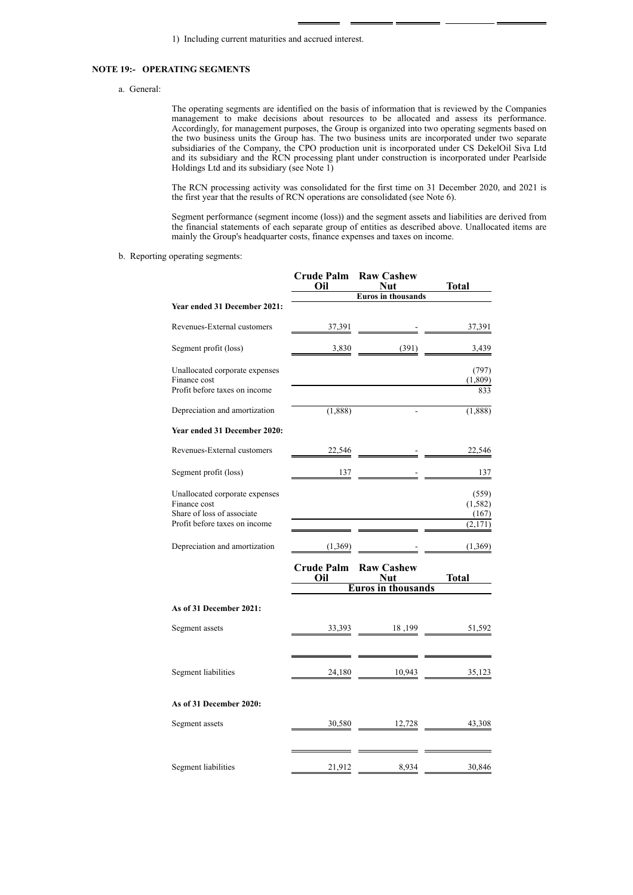1) Including current maturities and accrued interest.

## NOTE 19:- OPERATING SEGMENTS

a. General:

The operating segments are identified on the basis of information that is reviewed by the Companies management to make decisions about resources to be allocated and assess its performance. Accordingly, for management purposes, the Group is organized into two operating segments based on the two business units the Group has. The two business units are incorporated under two separate subsidiaries of the Company, the CPO production unit is incorporated under CS DekelOil Siva Ltd and its subsidiary and the RCN processing plant under construction is incorporated under Pearlside Holdings Ltd and its subsidiary (see Note 1)

The RCN processing activity was consolidated for the first time on 31 December 2020, and 2021 is the first year that the results of RCN operations are consolidated (see Note 6).

Segment performance (segment income (loss)) and the segment assets and liabilities are derived from the financial statements of each separate group of entities as described above. Unallocated items are mainly the Group's headquarter costs, finance expenses and taxes on income.

b. Reporting operating segments:

| | Crude Palm Oil | Raw Cashew Nut | Total |
|---|---|---|---|
| | Euros in thousands | | |
| **Year ended 31 December 2021:** | | | |
| Revenues-External customers | 37,391 | - | 37,391 |
| Segment profit (loss) | 3,830 | (391) | 3,439 |
| Unallocated corporate expenses | | | (797) |
| Finance cost | | | (1,809) |
| Profit before taxes on income | | | 833 |
| Depreciation and amortization | (1,888) | - | (1,888) |
| **Year ended 31 December 2020:** | | | |
| Revenues-External customers | 22,546 | - | 22,546 |
| Segment profit (loss) | 137 | - | 137 |
| Unallocated corporate expenses | | | (559) |
| Finance cost | | | (1,582) |
| Share of loss of associate | | | (167) |
| Profit before taxes on income | | | (2,171) |
| Depreciation and amortization | (1,369) | - | (1,369) |

| | Crude Palm Oil | Raw Cashew Nut | Total |
|---|---|---|---|
| | Euros in thousands | | |
| **As of 31 December 2021:** | | | |
| Segment assets | 33,393 | 18 ,199 | 51,592 |
| Segment liabilities | 24,180 | 10,943 | 35,123 |
| **As of 31 December 2020:** | | | |
| Segment assets | 30,580 | 12,728 | 43,308 |
| Segment liabilities | 21,912 | 8,934 | 30,846 |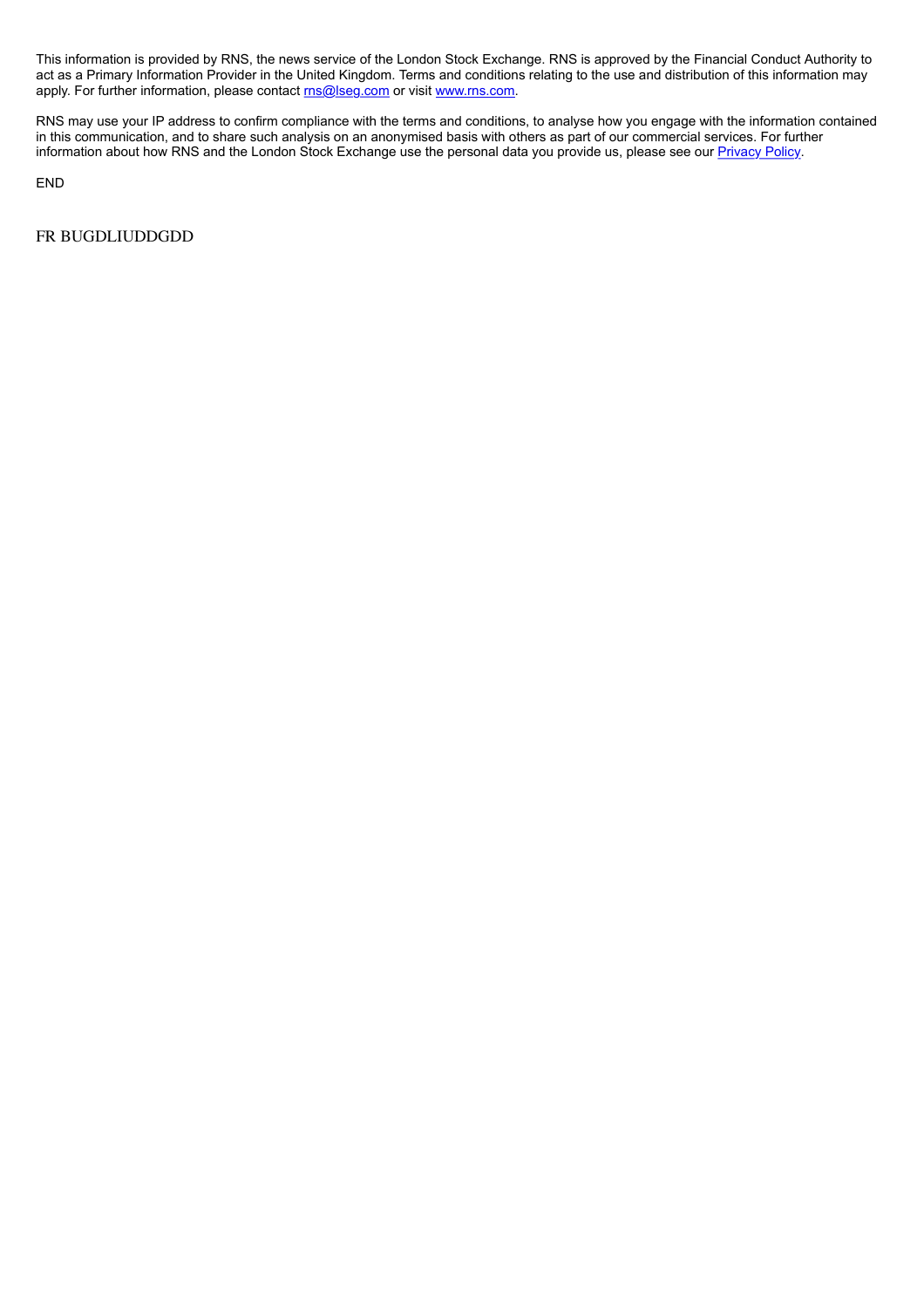This information is provided by RNS, the news service of the London Stock Exchange. RNS is approved by the Financial Conduct Authority to act as a Primary Information Provider in the United Kingdom. Terms and conditions relating to the use and distribution of this information may apply. For further information, please contact rns@lseg.com or visit www.rns.com.

RNS may use your IP address to confirm compliance with the terms and conditions, to analyse how you engage with the information contained in this communication, and to share such analysis on an anonymised basis with others as part of our commercial services. For further information about how RNS and the London Stock Exchange use the personal data you provide us, please see our Privacy Policy.

END

FR BUGDLIUDDGDD